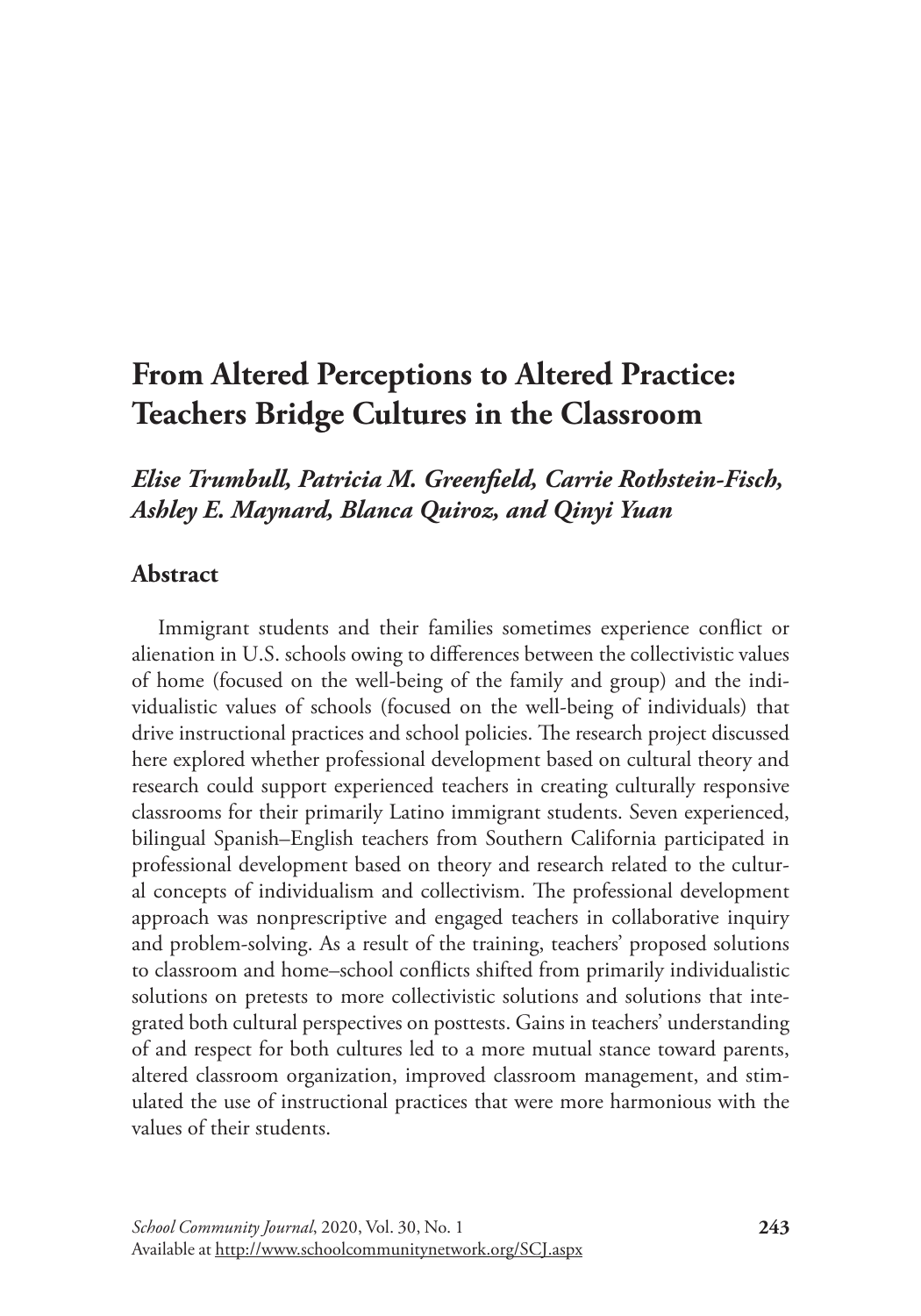# From Altered Perceptions to Altered Practice: Teachers Bridge Cultures in the Classroom

*Elise Trumbull, Patricia M. Greenfield, Carrie Rothstein-Fisch, Ashley E. Maynard, Blanca Quiroz, and Qinyi Yuan*

## Abstract

Immigrant students and their families sometimes experience conflict or alienation in U.S. schools owing to differences between the collectivistic values of home (focused on the well-being of the family and group) and the individualistic values of schools (focused on the well-being of individuals) that drive instructional practices and school policies. The research project discussed here explored whether professional development based on cultural theory and research could support experienced teachers in creating culturally responsive classrooms for their primarily Latino immigrant students. Seven experienced, bilingual Spanish–English teachers from Southern California participated in professional development based on theory and research related to the cultural concepts of individualism and collectivism. The professional development approach was nonprescriptive and engaged teachers in collaborative inquiry and problem-solving. As a result of the training, teachers' proposed solutions to classroom and home–school conflicts shifted from primarily individualistic solutions on pretests to more collectivistic solutions and solutions that integrated both cultural perspectives on posttests. Gains in teachers' understanding of and respect for both cultures led to a more mutual stance toward parents, altered classroom organization, improved classroom management, and stimulated the use of instructional practices that were more harmonious with the values of their students.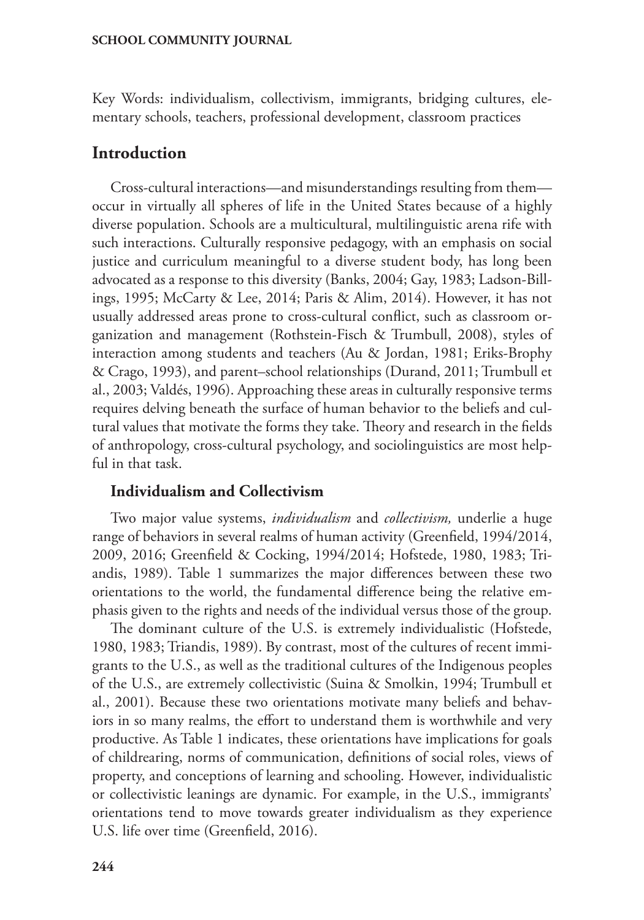Key Words: individualism, collectivism, immigrants, bridging cultures, elementary schools, teachers, professional development, classroom practices

## Introduction

Cross-cultural interactions—and misunderstandings resulting from them—occur in virtually all spheres of life in the United States because of a highly diverse population. Schools are a multicultural, multilinguistic arena rife with such interactions. Culturally responsive pedagogy, with an emphasis on social justice and curriculum meaningful to a diverse student body, has long been advocated as a response to this diversity (Banks, 2004; Gay, 1983; Ladson-Billings, 1995; McCarty & Lee, 2014; Paris & Alim, 2014). However, it has not usually addressed areas prone to cross-cultural conflict, such as classroom organization and management (Rothstein-Fisch & Trumbull, 2008), styles of interaction among students and teachers (Au & Jordan, 1981; Eriks-Brophy & Crago, 1993), and parent–school relationships (Durand, 2011; Trumbull et al., 2003; Valdés, 1996). Approaching these areas in culturally responsive terms requires delving beneath the surface of human behavior to the beliefs and cultural values that motivate the forms they take. Theory and research in the fields of anthropology, cross-cultural psychology, and sociolinguistics are most helpful in that task.

### Individualism and Collectivism

Two major value systems, *individualism* and *collectivism,* underlie a huge range of behaviors in several realms of human activity (Greenfield, 1994/2014, 2009, 2016; Greenfield & Cocking, 1994/2014; Hofstede, 1980, 1983; Triandis, 1989). Table 1 summarizes the major differences between these two orientations to the world, the fundamental difference being the relative emphasis given to the rights and needs of the individual versus those of the group.

The dominant culture of the U.S. is extremely individualistic (Hofstede, 1980, 1983; Triandis, 1989). By contrast, most of the cultures of recent immigrants to the U.S., as well as the traditional cultures of the Indigenous peoples of the U.S., are extremely collectivistic (Suina & Smolkin, 1994; Trumbull et al., 2001). Because these two orientations motivate many beliefs and behaviors in so many realms, the effort to understand them is worthwhile and very productive. As Table 1 indicates, these orientations have implications for goals of childrearing, norms of communication, definitions of social roles, views of property, and conceptions of learning and schooling. However, individualistic or collectivistic leanings are dynamic. For example, in the U.S., immigrants' orientations tend to move towards greater individualism as they experience U.S. life over time (Greenfield, 2016).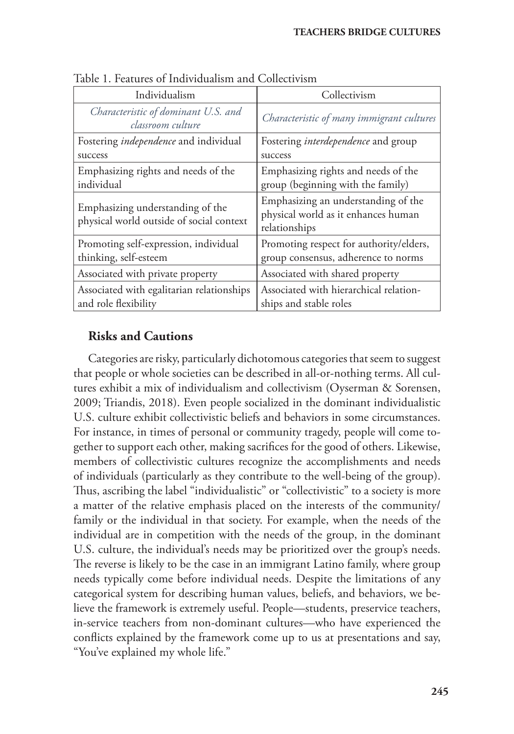Table 1. Features of Individualism and Collectivism

| Individualism | Collectivism |
|---|---|
| *Characteristic of dominant U.S. and classroom culture* | *Characteristic of many immigrant cultures* |
| Fostering *independence* and individual success | Fostering *interdependence* and group success |
| Emphasizing rights and needs of the individual | Emphasizing rights and needs of the group (beginning with the family) |
| Emphasizing understanding of the physical world outside of social context | Emphasizing an understanding of the physical world as it enhances human relationships |
| Promoting self-expression, individual thinking, self-esteem | Promoting respect for authority/elders, group consensus, adherence to norms |
| Associated with private property | Associated with shared property |
| Associated with egalitarian relationships and role flexibility | Associated with hierarchical relationships and stable roles |

### Risks and Cautions

Categories are risky, particularly dichotomous categories that seem to suggest that people or whole societies can be described in all-or-nothing terms. All cultures exhibit a mix of individualism and collectivism (Oyserman & Sorensen, 2009; Triandis, 2018). Even people socialized in the dominant individualistic U.S. culture exhibit collectivistic beliefs and behaviors in some circumstances. For instance, in times of personal or community tragedy, people will come together to support each other, making sacrifices for the good of others. Likewise, members of collectivistic cultures recognize the accomplishments and needs of individuals (particularly as they contribute to the well-being of the group). Thus, ascribing the label "individualistic" or "collectivistic" to a society is more a matter of the relative emphasis placed on the interests of the community/family or the individual in that society. For example, when the needs of the individual are in competition with the needs of the group, in the dominant U.S. culture, the individual's needs may be prioritized over the group's needs. The reverse is likely to be the case in an immigrant Latino family, where group needs typically come before individual needs. Despite the limitations of any categorical system for describing human values, beliefs, and behaviors, we believe the framework is extremely useful. People—students, preservice teachers, in-service teachers from non-dominant cultures—who have experienced the conflicts explained by the framework come up to us at presentations and say, "You've explained my whole life."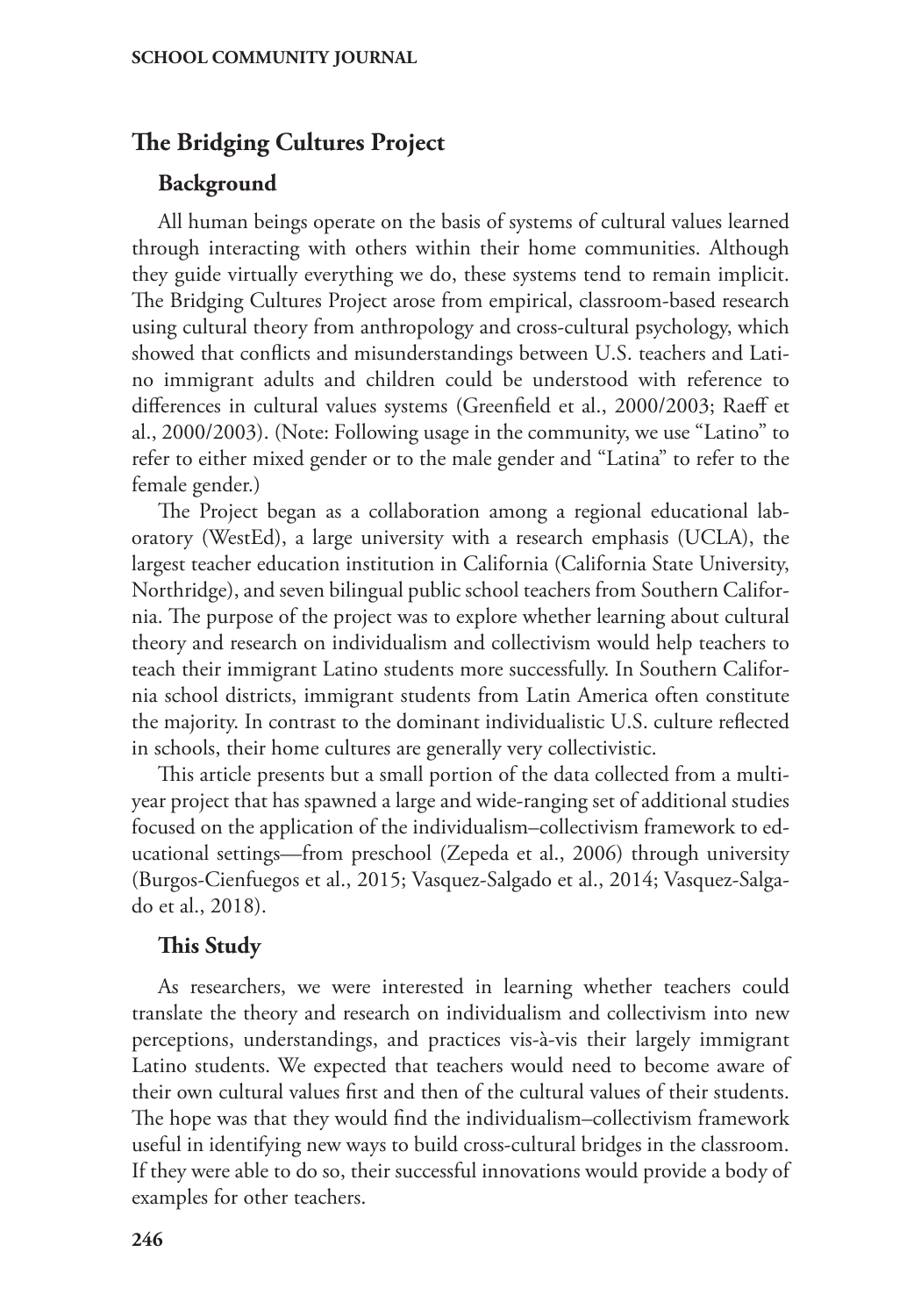## The Bridging Cultures Project

### Background

All human beings operate on the basis of systems of cultural values learned through interacting with others within their home communities. Although they guide virtually everything we do, these systems tend to remain implicit. The Bridging Cultures Project arose from empirical, classroom-based research using cultural theory from anthropology and cross-cultural psychology, which showed that conflicts and misunderstandings between U.S. teachers and Latino immigrant adults and children could be understood with reference to differences in cultural values systems (Greenfield et al., 2000/2003; Raeff et al., 2000/2003). (Note: Following usage in the community, we use "Latino" to refer to either mixed gender or to the male gender and "Latina" to refer to the female gender.)

The Project began as a collaboration among a regional educational laboratory (WestEd), a large university with a research emphasis (UCLA), the largest teacher education institution in California (California State University, Northridge), and seven bilingual public school teachers from Southern California. The purpose of the project was to explore whether learning about cultural theory and research on individualism and collectivism would help teachers to teach their immigrant Latino students more successfully. In Southern California school districts, immigrant students from Latin America often constitute the majority. In contrast to the dominant individualistic U.S. culture reflected in schools, their home cultures are generally very collectivistic.

This article presents but a small portion of the data collected from a multi-year project that has spawned a large and wide-ranging set of additional studies focused on the application of the individualism–collectivism framework to educational settings—from preschool (Zepeda et al., 2006) through university (Burgos-Cienfuegos et al., 2015; Vasquez-Salgado et al., 2014; Vasquez-Salgado et al., 2018).

### This Study

As researchers, we were interested in learning whether teachers could translate the theory and research on individualism and collectivism into new perceptions, understandings, and practices vis-à-vis their largely immigrant Latino students. We expected that teachers would need to become aware of their own cultural values first and then of the cultural values of their students. The hope was that they would find the individualism–collectivism framework useful in identifying new ways to build cross-cultural bridges in the classroom. If they were able to do so, their successful innovations would provide a body of examples for other teachers.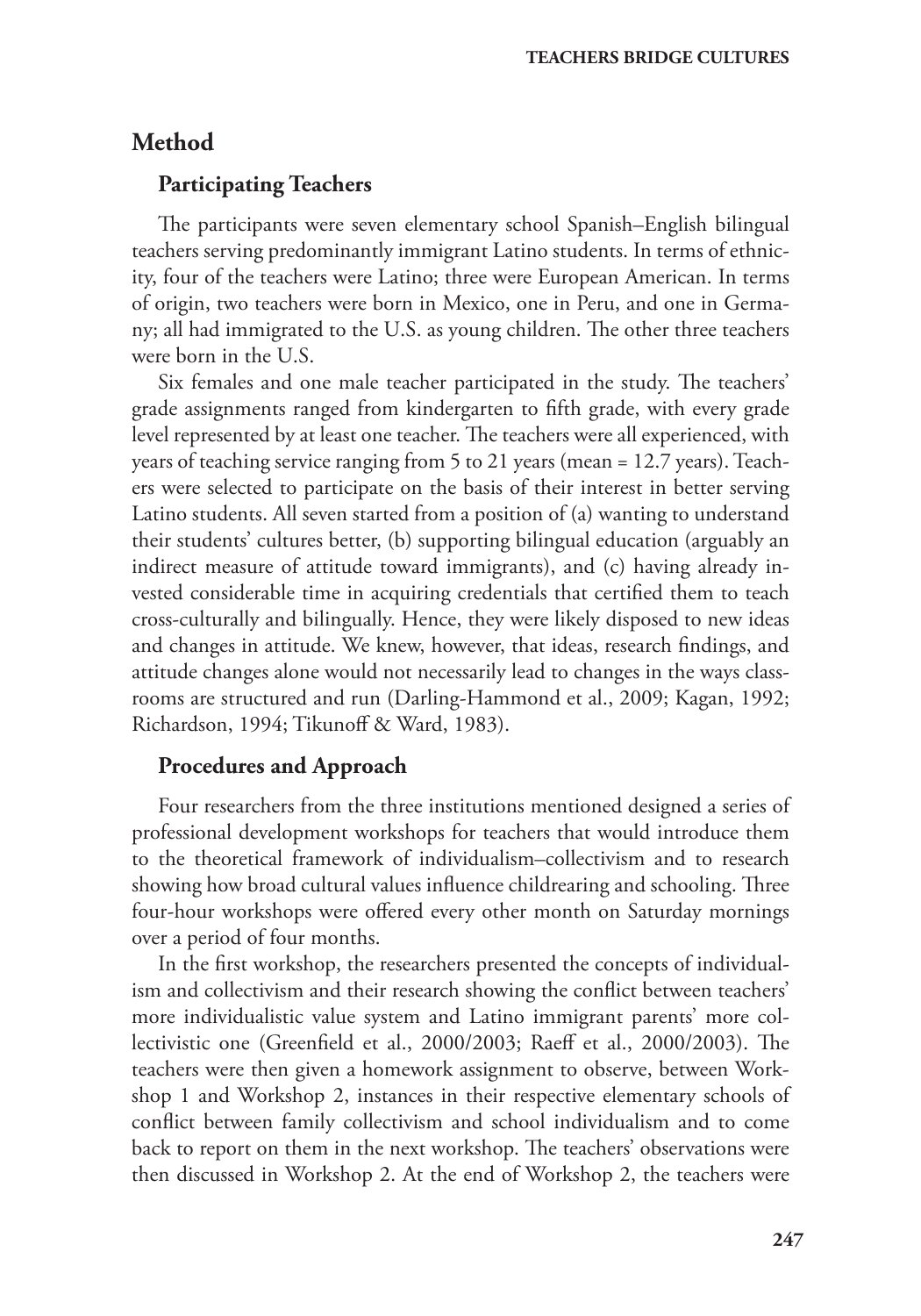## Method

### Participating Teachers

The participants were seven elementary school Spanish–English bilingual teachers serving predominantly immigrant Latino students. In terms of ethnicity, four of the teachers were Latino; three were European American. In terms of origin, two teachers were born in Mexico, one in Peru, and one in Germany; all had immigrated to the U.S. as young children. The other three teachers were born in the U.S.

Six females and one male teacher participated in the study. The teachers' grade assignments ranged from kindergarten to fifth grade, with every grade level represented by at least one teacher. The teachers were all experienced, with years of teaching service ranging from 5 to 21 years (mean = 12.7 years). Teachers were selected to participate on the basis of their interest in better serving Latino students. All seven started from a position of (a) wanting to understand their students' cultures better, (b) supporting bilingual education (arguably an indirect measure of attitude toward immigrants), and (c) having already invested considerable time in acquiring credentials that certified them to teach cross-culturally and bilingually. Hence, they were likely disposed to new ideas and changes in attitude. We knew, however, that ideas, research findings, and attitude changes alone would not necessarily lead to changes in the ways classrooms are structured and run (Darling-Hammond et al., 2009; Kagan, 1992; Richardson, 1994; Tikunoff & Ward, 1983).

### Procedures and Approach

Four researchers from the three institutions mentioned designed a series of professional development workshops for teachers that would introduce them to the theoretical framework of individualism–collectivism and to research showing how broad cultural values influence childrearing and schooling. Three four-hour workshops were offered every other month on Saturday mornings over a period of four months.

In the first workshop, the researchers presented the concepts of individualism and collectivism and their research showing the conflict between teachers' more individualistic value system and Latino immigrant parents' more collectivistic one (Greenfield et al., 2000/2003; Raeff et al., 2000/2003). The teachers were then given a homework assignment to observe, between Workshop 1 and Workshop 2, instances in their respective elementary schools of conflict between family collectivism and school individualism and to come back to report on them in the next workshop. The teachers' observations were then discussed in Workshop 2. At the end of Workshop 2, the teachers were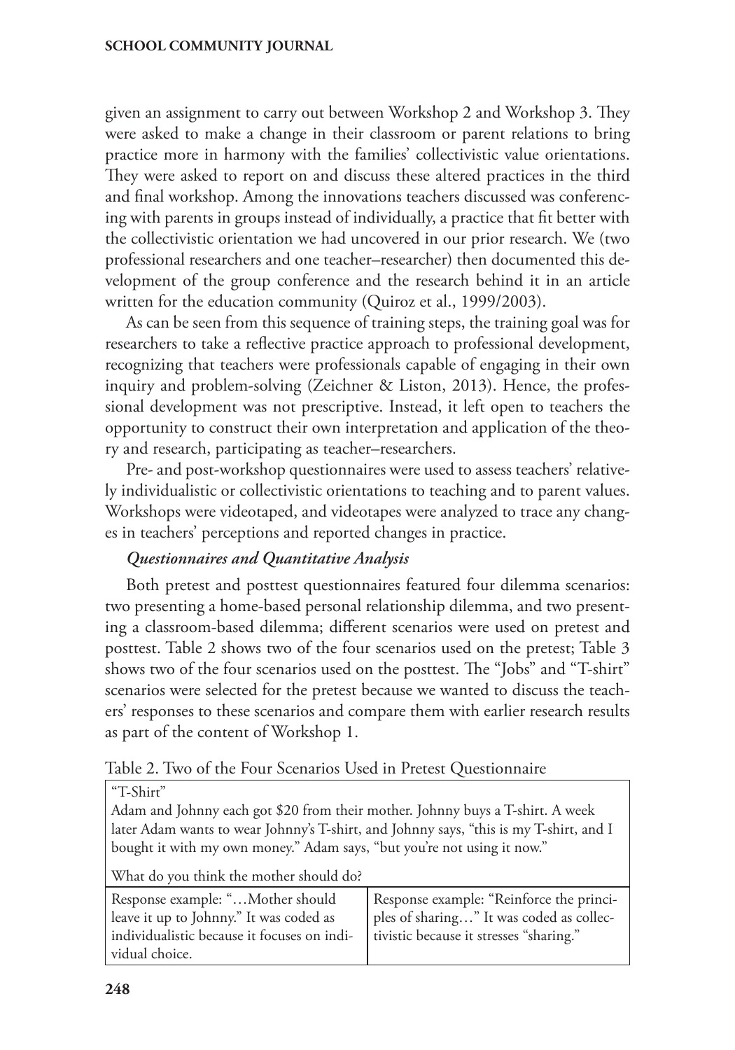given an assignment to carry out between Workshop 2 and Workshop 3. They were asked to make a change in their classroom or parent relations to bring practice more in harmony with the families' collectivistic value orientations. They were asked to report on and discuss these altered practices in the third and final workshop. Among the innovations teachers discussed was conferencing with parents in groups instead of individually, a practice that fit better with the collectivistic orientation we had uncovered in our prior research. We (two professional researchers and one teacher–researcher) then documented this development of the group conference and the research behind it in an article written for the education community (Quiroz et al., 1999/2003).

As can be seen from this sequence of training steps, the training goal was for researchers to take a reflective practice approach to professional development, recognizing that teachers were professionals capable of engaging in their own inquiry and problem-solving (Zeichner & Liston, 2013). Hence, the professional development was not prescriptive. Instead, it left open to teachers the opportunity to construct their own interpretation and application of the theory and research, participating as teacher–researchers.

Pre- and post-workshop questionnaires were used to assess teachers' relatively individualistic or collectivistic orientations to teaching and to parent values. Workshops were videotaped, and videotapes were analyzed to trace any changes in teachers' perceptions and reported changes in practice.

### *Questionnaires and Quantitative Analysis*

Both pretest and posttest questionnaires featured four dilemma scenarios: two presenting a home-based personal relationship dilemma, and two presenting a classroom-based dilemma; different scenarios were used on pretest and posttest. Table 2 shows two of the four scenarios used on the pretest; Table 3 shows two of the four scenarios used on the posttest. The "Jobs" and "T-shirt" scenarios were selected for the pretest because we wanted to discuss the teachers' responses to these scenarios and compare them with earlier research results as part of the content of Workshop 1.

Table 2. Two of the Four Scenarios Used in Pretest Questionnaire

| "T-Shirt"<br>Adam and Johnny each got $20 from their mother. Johnny buys a T-shirt. A week later Adam wants to wear Johnny's T-shirt, and Johnny says, "this is my T-shirt, and I bought it with my own money." Adam says, "but you're not using it now."<br><br>What do you think the mother should do? | |
|---|---|
| Response example: "…Mother should leave it up to Johnny." It was coded as individualistic because it focuses on individual choice. | Response example: "Reinforce the principles of sharing…" It was coded as collectivistic because it stresses "sharing." |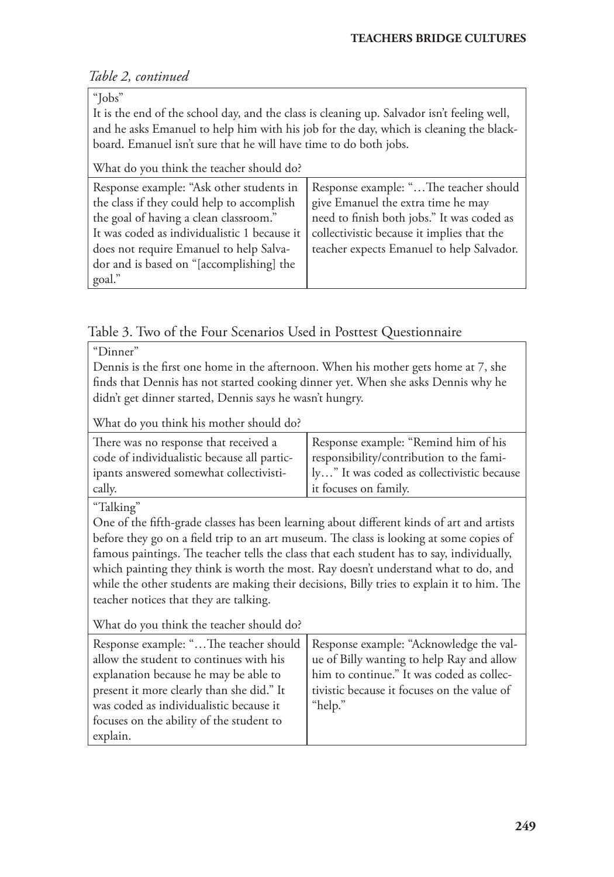*Table 2, continued*

| "Jobs"<br>It is the end of the school day, and the class is cleaning up. Salvador isn't feeling well, and he asks Emanuel to help him with his job for the day, which is cleaning the blackboard. Emanuel isn't sure that he will have time to do both jobs.<br><br>What do you think the teacher should do? | |
|---|---|
| Response example: "Ask other students in the class if they could help to accomplish the goal of having a clean classroom." It was coded as individualistic 1 because it does not require Emanuel to help Salvador and is based on "[accomplishing] the goal." | Response example: "…The teacher should give Emanuel the extra time he may need to finish both jobs." It was coded as collectivistic because it implies that the teacher expects Emanuel to help Salvador. |

Table 3. Two of the Four Scenarios Used in Posttest Questionnaire

| "Dinner"<br>Dennis is the first one home in the afternoon. When his mother gets home at 7, she finds that Dennis has not started cooking dinner yet. When she asks Dennis why he didn't get dinner started, Dennis says he wasn't hungry.<br><br>What do you think his mother should do? | |
|---|---|
| There was no response that received a code of individualistic because all participants answered somewhat collectivistically. | Response example: "Remind him of his responsibility/contribution to the family…" It was coded as collectivistic because it focuses on family. |
| "Talking"<br>One of the fifth-grade classes has been learning about different kinds of art and artists before they go on a field trip to an art museum. The class is looking at some copies of famous paintings. The teacher tells the class that each student has to say, individually, which painting they think is worth the most. Ray doesn't understand what to do, and while the other students are making their decisions, Billy tries to explain it to him. The teacher notices that they are talking.<br><br>What do you think the teacher should do? | |
| Response example: "…The teacher should allow the student to continues with his explanation because he may be able to present it more clearly than she did." It was coded as individualistic because it focuses on the ability of the student to explain. | Response example: "Acknowledge the value of Billy wanting to help Ray and allow him to continue." It was coded as collectivistic because it focuses on the value of "help." |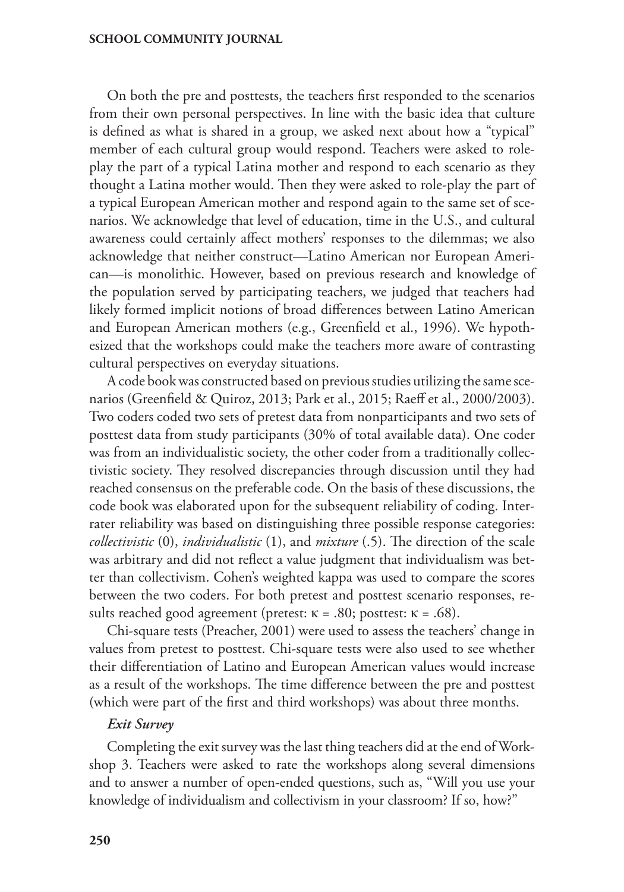On both the pre and posttests, the teachers first responded to the scenarios from their own personal perspectives. In line with the basic idea that culture is defined as what is shared in a group, we asked next about how a "typical" member of each cultural group would respond. Teachers were asked to role-play the part of a typical Latina mother and respond to each scenario as they thought a Latina mother would. Then they were asked to role-play the part of a typical European American mother and respond again to the same set of scenarios. We acknowledge that level of education, time in the U.S., and cultural awareness could certainly affect mothers' responses to the dilemmas; we also acknowledge that neither construct—Latino American nor European American—is monolithic. However, based on previous research and knowledge of the population served by participating teachers, we judged that teachers had likely formed implicit notions of broad differences between Latino American and European American mothers (e.g., Greenfield et al., 1996). We hypothesized that the workshops could make the teachers more aware of contrasting cultural perspectives on everyday situations.

A code book was constructed based on previous studies utilizing the same scenarios (Greenfield & Quiroz, 2013; Park et al., 2015; Raeff et al., 2000/2003). Two coders coded two sets of pretest data from nonparticipants and two sets of posttest data from study participants (30% of total available data). One coder was from an individualistic society, the other coder from a traditionally collectivistic society. They resolved discrepancies through discussion until they had reached consensus on the preferable code. On the basis of these discussions, the code book was elaborated upon for the subsequent reliability of coding. Interrater reliability was based on distinguishing three possible response categories: *collectivistic* (0), *individualistic* (1), and *mixture* (.5). The direction of the scale was arbitrary and did not reflect a value judgment that individualism was better than collectivism. Cohen's weighted kappa was used to compare the scores between the two coders. For both pretest and posttest scenario responses, results reached good agreement (pretest: $\kappa = .80$; posttest: $\kappa = .68$).

Chi-square tests (Preacher, 2001) were used to assess the teachers' change in values from pretest to posttest. Chi-square tests were also used to see whether their differentiation of Latino and European American values would increase as a result of the workshops. The time difference between the pre and posttest (which were part of the first and third workshops) was about three months.

### *Exit Survey*

Completing the exit survey was the last thing teachers did at the end of Workshop 3. Teachers were asked to rate the workshops along several dimensions and to answer a number of open-ended questions, such as, "Will you use your knowledge of individualism and collectivism in your classroom? If so, how?"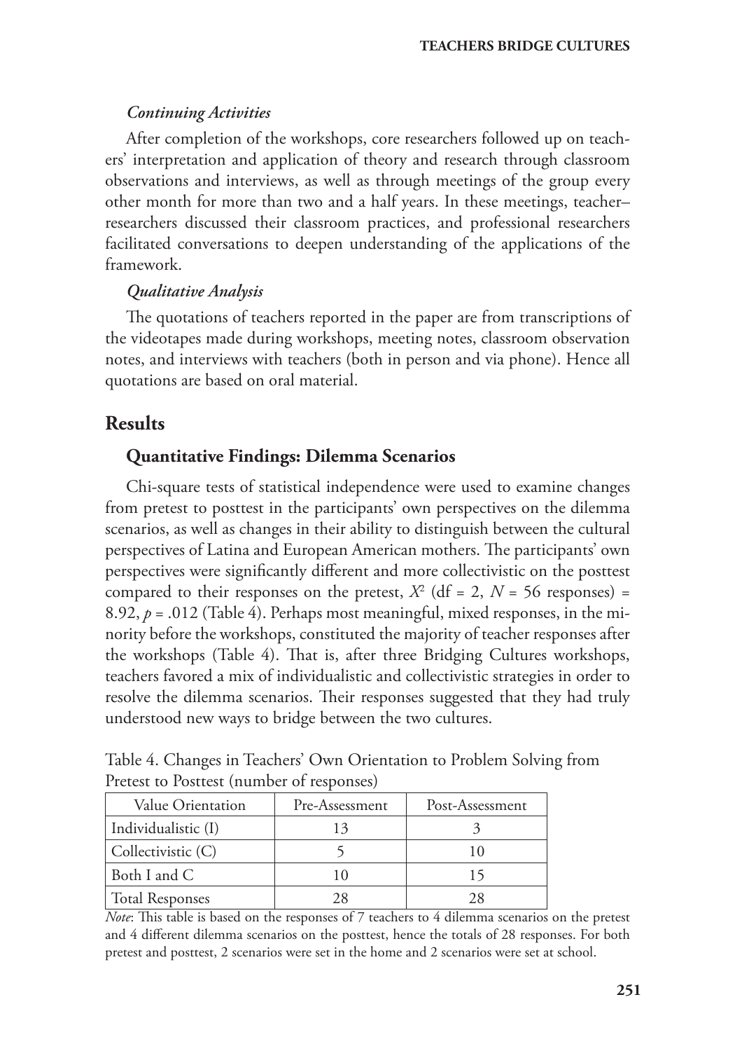### *Continuing Activities*

After completion of the workshops, core researchers followed up on teachers' interpretation and application of theory and research through classroom observations and interviews, as well as through meetings of the group every other month for more than two and a half years. In these meetings, teacher–researchers discussed their classroom practices, and professional researchers facilitated conversations to deepen understanding of the applications of the framework.

### *Qualitative Analysis*

The quotations of teachers reported in the paper are from transcriptions of the videotapes made during workshops, meeting notes, classroom observation notes, and interviews with teachers (both in person and via phone). Hence all quotations are based on oral material.

## Results

### Quantitative Findings: Dilemma Scenarios

Chi-square tests of statistical independence were used to examine changes from pretest to posttest in the participants' own perspectives on the dilemma scenarios, as well as changes in their ability to distinguish between the cultural perspectives of Latina and European American mothers. The participants' own perspectives were significantly different and more collectivistic on the posttest compared to their responses on the pretest, $X^2$ (df = 2, $N$ = 56 responses) = 8.92, $p$ = .012 (Table 4). Perhaps most meaningful, mixed responses, in the minority before the workshops, constituted the majority of teacher responses after the workshops (Table 4). That is, after three Bridging Cultures workshops, teachers favored a mix of individualistic and collectivistic strategies in order to resolve the dilemma scenarios. Their responses suggested that they had truly understood new ways to bridge between the two cultures.

Table 4. Changes in Teachers' Own Orientation to Problem Solving from Pretest to Posttest (number of responses)

| Value Orientation | Pre-Assessment | Post-Assessment |
|---|---|---|
| Individualistic (I) | 13 | 3 |
| Collectivistic (C) | 5 | 10 |
| Both I and C | 10 | 15 |
| Total Responses | 28 | 28 |

*Note*: This table is based on the responses of 7 teachers to 4 dilemma scenarios on the pretest and 4 different dilemma scenarios on the posttest, hence the totals of 28 responses. For both pretest and posttest, 2 scenarios were set in the home and 2 scenarios were set at school.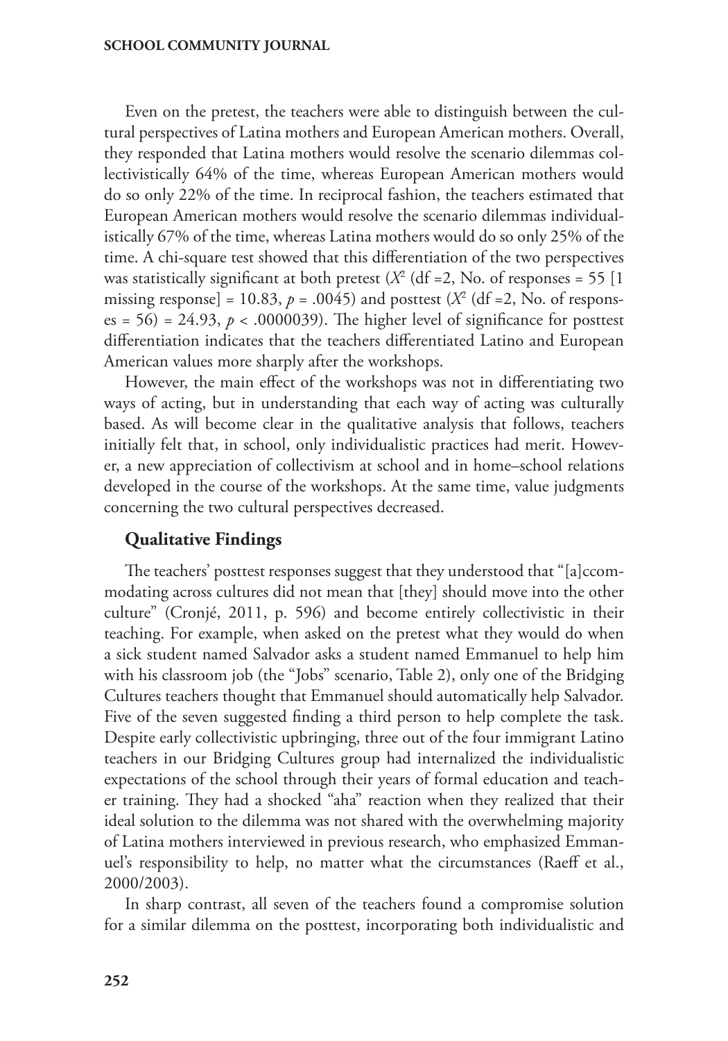Even on the pretest, the teachers were able to distinguish between the cultural perspectives of Latina mothers and European American mothers. Overall, they responded that Latina mothers would resolve the scenario dilemmas collectivistically 64% of the time, whereas European American mothers would do so only 22% of the time. In reciprocal fashion, the teachers estimated that European American mothers would resolve the scenario dilemmas individualistically 67% of the time, whereas Latina mothers would do so only 25% of the time. A chi-square test showed that this differentiation of the two perspectives was statistically significant at both pretest ($X^2$ (df =2, No. of responses = 55 [1 missing response] = 10.83, $p = .0045$) and posttest ($X^2$ (df =2, No. of responses = 56) = 24.93, $p < .0000039$). The higher level of significance for posttest differentiation indicates that the teachers differentiated Latino and European American values more sharply after the workshops.

However, the main effect of the workshops was not in differentiating two ways of acting, but in understanding that each way of acting was culturally based. As will become clear in the qualitative analysis that follows, teachers initially felt that, in school, only individualistic practices had merit. However, a new appreciation of collectivism at school and in home–school relations developed in the course of the workshops. At the same time, value judgments concerning the two cultural perspectives decreased.

## Qualitative Findings

The teachers' posttest responses suggest that they understood that "[a]ccommodating across cultures did not mean that [they] should move into the other culture" (Cronjé, 2011, p. 596) and become entirely collectivistic in their teaching. For example, when asked on the pretest what they would do when a sick student named Salvador asks a student named Emmanuel to help him with his classroom job (the "Jobs" scenario, Table 2), only one of the Bridging Cultures teachers thought that Emmanuel should automatically help Salvador. Five of the seven suggested finding a third person to help complete the task. Despite early collectivistic upbringing, three out of the four immigrant Latino teachers in our Bridging Cultures group had internalized the individualistic expectations of the school through their years of formal education and teacher training. They had a shocked "aha" reaction when they realized that their ideal solution to the dilemma was not shared with the overwhelming majority of Latina mothers interviewed in previous research, who emphasized Emmanuel's responsibility to help, no matter what the circumstances (Raeff et al., 2000/2003).

In sharp contrast, all seven of the teachers found a compromise solution for a similar dilemma on the posttest, incorporating both individualistic and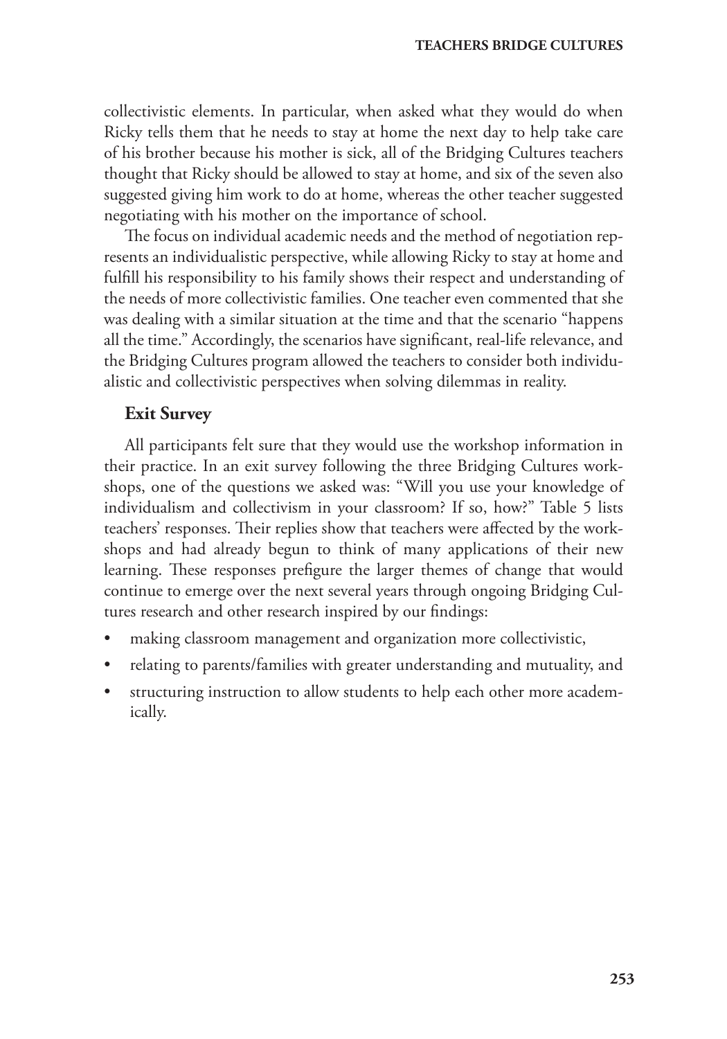collectivistic elements. In particular, when asked what they would do when Ricky tells them that he needs to stay at home the next day to help take care of his brother because his mother is sick, all of the Bridging Cultures teachers thought that Ricky should be allowed to stay at home, and six of the seven also suggested giving him work to do at home, whereas the other teacher suggested negotiating with his mother on the importance of school.

The focus on individual academic needs and the method of negotiation represents an individualistic perspective, while allowing Ricky to stay at home and fulfill his responsibility to his family shows their respect and understanding of the needs of more collectivistic families. One teacher even commented that she was dealing with a similar situation at the time and that the scenario "happens all the time." Accordingly, the scenarios have significant, real-life relevance, and the Bridging Cultures program allowed the teachers to consider both individualistic and collectivistic perspectives when solving dilemmas in reality.

### Exit Survey

All participants felt sure that they would use the workshop information in their practice. In an exit survey following the three Bridging Cultures workshops, one of the questions we asked was: "Will you use your knowledge of individualism and collectivism in your classroom? If so, how?" Table 5 lists teachers' responses. Their replies show that teachers were affected by the workshops and had already begun to think of many applications of their new learning. These responses prefigure the larger themes of change that would continue to emerge over the next several years through ongoing Bridging Cultures research and other research inspired by our findings:

- making classroom management and organization more collectivistic,
- relating to parents/families with greater understanding and mutuality, and
- structuring instruction to allow students to help each other more academically.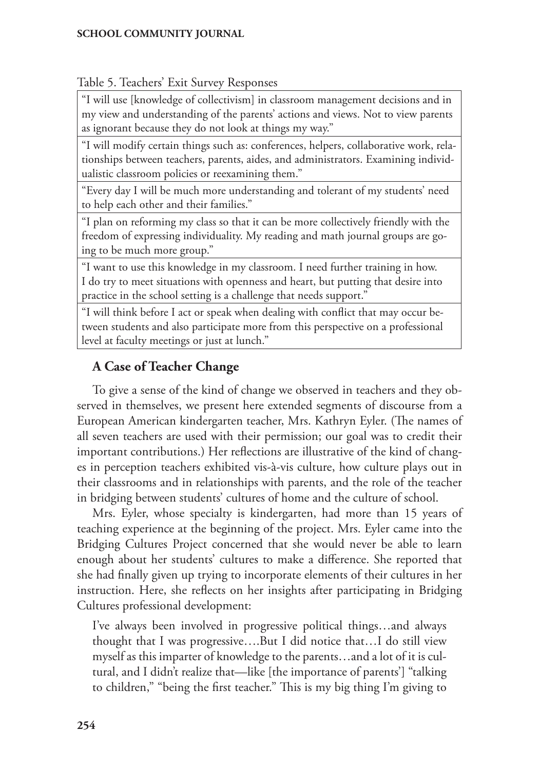Table 5. Teachers' Exit Survey Responses

| |
|---|
| "I will use [knowledge of collectivism] in classroom management decisions and in my view and understanding of the parents' actions and views. Not to view parents as ignorant because they do not look at things my way." |
| "I will modify certain things such as: conferences, helpers, collaborative work, relationships between teachers, parents, aides, and administrators. Examining individualistic classroom policies or reexamining them." |
| "Every day I will be much more understanding and tolerant of my students' need to help each other and their families." |
| "I plan on reforming my class so that it can be more collectively friendly with the freedom of expressing individuality. My reading and math journal groups are going to be much more group." |
| "I want to use this knowledge in my classroom. I need further training in how. I do try to meet situations with openness and heart, but putting that desire into practice in the school setting is a challenge that needs support." |
| "I will think before I act or speak when dealing with conflict that may occur between students and also participate more from this perspective on a professional level at faculty meetings or just at lunch." |

## A Case of Teacher Change

To give a sense of the kind of change we observed in teachers and they observed in themselves, we present here extended segments of discourse from a European American kindergarten teacher, Mrs. Kathryn Eyler. (The names of all seven teachers are used with their permission; our goal was to credit their important contributions.) Her reflections are illustrative of the kind of changes in perception teachers exhibited vis-à-vis culture, how culture plays out in their classrooms and in relationships with parents, and the role of the teacher in bridging between students' cultures of home and the culture of school.

Mrs. Eyler, whose specialty is kindergarten, had more than 15 years of teaching experience at the beginning of the project. Mrs. Eyler came into the Bridging Cultures Project concerned that she would never be able to learn enough about her students' cultures to make a difference. She reported that she had finally given up trying to incorporate elements of their cultures in her instruction. Here, she reflects on her insights after participating in Bridging Cultures professional development:

> I've always been involved in progressive political things…and always thought that I was progressive….But I did notice that…I do still view myself as this imparter of knowledge to the parents…and a lot of it is cultural, and I didn't realize that—like [the importance of parents'] "talking to children," "being the first teacher." This is my big thing I'm giving to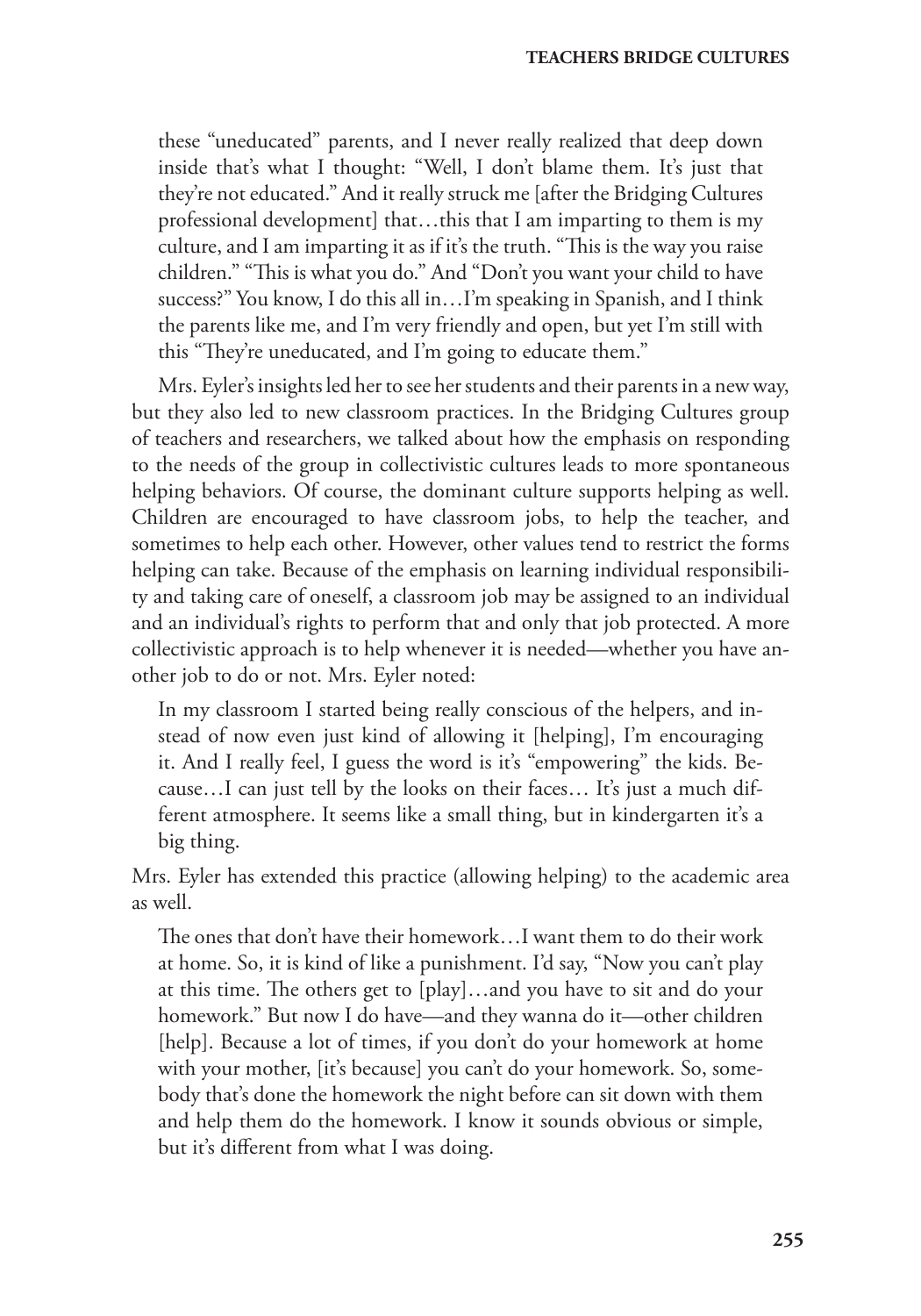> these "uneducated" parents, and I never really realized that deep down inside that's what I thought: "Well, I don't blame them. It's just that they're not educated." And it really struck me [after the Bridging Cultures professional development] that…this that I am imparting to them is my culture, and I am imparting it as if it's the truth. "This is the way you raise children." "This is what you do." And "Don't you want your child to have success?" You know, I do this all in…I'm speaking in Spanish, and I think the parents like me, and I'm very friendly and open, but yet I'm still with this "They're uneducated, and I'm going to educate them."

Mrs. Eyler's insights led her to see her students and their parents in a new way, but they also led to new classroom practices. In the Bridging Cultures group of teachers and researchers, we talked about how the emphasis on responding to the needs of the group in collectivistic cultures leads to more spontaneous helping behaviors. Of course, the dominant culture supports helping as well. Children are encouraged to have classroom jobs, to help the teacher, and sometimes to help each other. However, other values tend to restrict the forms helping can take. Because of the emphasis on learning individual responsibility and taking care of oneself, a classroom job may be assigned to an individual and an individual's rights to perform that and only that job protected. A more collectivistic approach is to help whenever it is needed—whether you have another job to do or not. Mrs. Eyler noted:

> In my classroom I started being really conscious of the helpers, and instead of now even just kind of allowing it [helping], I'm encouraging it. And I really feel, I guess the word is it's "empowering" the kids. Because…I can just tell by the looks on their faces… It's just a much different atmosphere. It seems like a small thing, but in kindergarten it's a big thing.

Mrs. Eyler has extended this practice (allowing helping) to the academic area as well.

> The ones that don't have their homework…I want them to do their work at home. So, it is kind of like a punishment. I'd say, "Now you can't play at this time. The others get to [play]…and you have to sit and do your homework." But now I do have—and they wanna do it—other children [help]. Because a lot of times, if you don't do your homework at home with your mother, [it's because] you can't do your homework. So, somebody that's done the homework the night before can sit down with them and help them do the homework. I know it sounds obvious or simple, but it's different from what I was doing.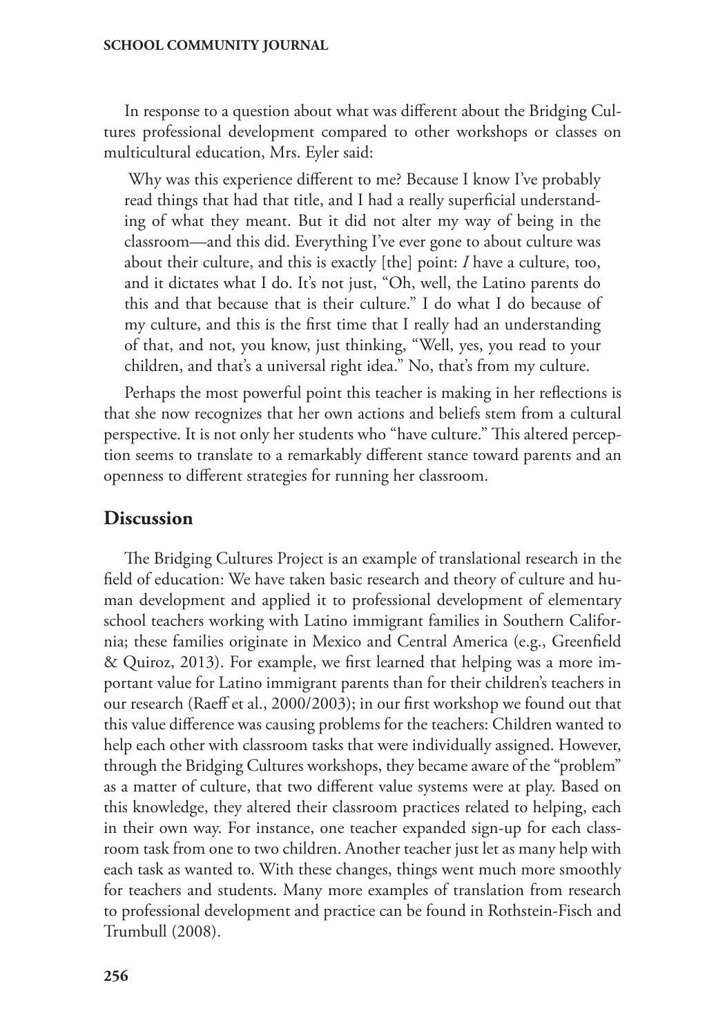In response to a question about what was different about the Bridging Cultures professional development compared to other workshops or classes on multicultural education, Mrs. Eyler said:

> Why was this experience different to me? Because I know I've probably read things that had that title, and I had a really superficial understanding of what they meant. But it did not alter my way of being in the classroom—and this did. Everything I've ever gone to about culture was about their culture, and this is exactly [the] point: *I* have a culture, too, and it dictates what I do. It's not just, "Oh, well, the Latino parents do this and that because that is their culture." I do what I do because of my culture, and this is the first time that I really had an understanding of that, and not, you know, just thinking, "Well, yes, you read to your children, and that's a universal right idea." No, that's from my culture.

Perhaps the most powerful point this teacher is making in her reflections is that she now recognizes that her own actions and beliefs stem from a cultural perspective. It is not only her students who "have culture." This altered perception seems to translate to a remarkably different stance toward parents and an openness to different strategies for running her classroom.

## Discussion

The Bridging Cultures Project is an example of translational research in the field of education: We have taken basic research and theory of culture and human development and applied it to professional development of elementary school teachers working with Latino immigrant families in Southern California; these families originate in Mexico and Central America (e.g., Greenfield & Quiroz, 2013). For example, we first learned that helping was a more important value for Latino immigrant parents than for their children's teachers in our research (Raeff et al., 2000/2003); in our first workshop we found out that this value difference was causing problems for the teachers: Children wanted to help each other with classroom tasks that were individually assigned. However, through the Bridging Cultures workshops, they became aware of the "problem" as a matter of culture, that two different value systems were at play. Based on this knowledge, they altered their classroom practices related to helping, each in their own way. For instance, one teacher expanded sign-up for each classroom task from one to two children. Another teacher just let as many help with each task as wanted to. With these changes, things went much more smoothly for teachers and students. Many more examples of translation from research to professional development and practice can be found in Rothstein-Fisch and Trumbull (2008).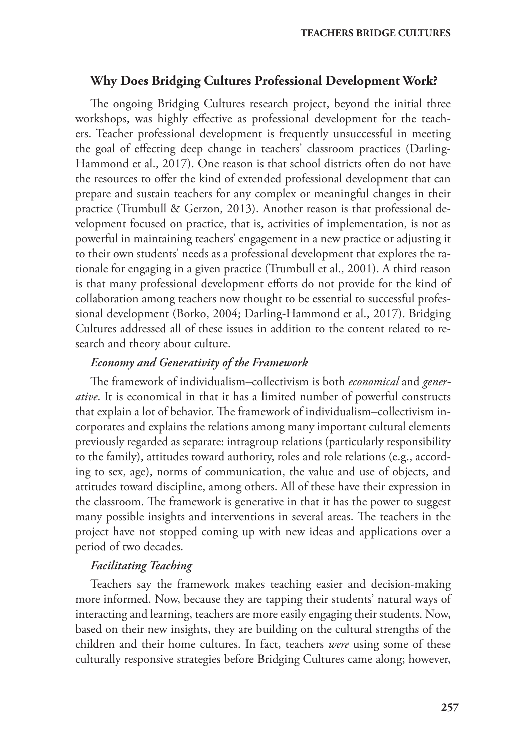## Why Does Bridging Cultures Professional Development Work?

The ongoing Bridging Cultures research project, beyond the initial three workshops, was highly effective as professional development for the teachers. Teacher professional development is frequently unsuccessful in meeting the goal of effecting deep change in teachers' classroom practices (Darling-Hammond et al., 2017). One reason is that school districts often do not have the resources to offer the kind of extended professional development that can prepare and sustain teachers for any complex or meaningful changes in their practice (Trumbull & Gerzon, 2013). Another reason is that professional development focused on practice, that is, activities of implementation, is not as powerful in maintaining teachers' engagement in a new practice or adjusting it to their own students' needs as a professional development that explores the rationale for engaging in a given practice (Trumbull et al., 2001). A third reason is that many professional development efforts do not provide for the kind of collaboration among teachers now thought to be essential to successful professional development (Borko, 2004; Darling-Hammond et al., 2017). Bridging Cultures addressed all of these issues in addition to the content related to research and theory about culture.

### *Economy and Generativity of the Framework*

The framework of individualism–collectivism is both *economical* and *generative*. It is economical in that it has a limited number of powerful constructs that explain a lot of behavior. The framework of individualism–collectivism incorporates and explains the relations among many important cultural elements previously regarded as separate: intragroup relations (particularly responsibility to the family), attitudes toward authority, roles and role relations (e.g., according to sex, age), norms of communication, the value and use of objects, and attitudes toward discipline, among others. All of these have their expression in the classroom. The framework is generative in that it has the power to suggest many possible insights and interventions in several areas. The teachers in the project have not stopped coming up with new ideas and applications over a period of two decades.

### *Facilitating Teaching*

Teachers say the framework makes teaching easier and decision-making more informed. Now, because they are tapping their students' natural ways of interacting and learning, teachers are more easily engaging their students. Now, based on their new insights, they are building on the cultural strengths of the children and their home cultures. In fact, teachers *were* using some of these culturally responsive strategies before Bridging Cultures came along; however,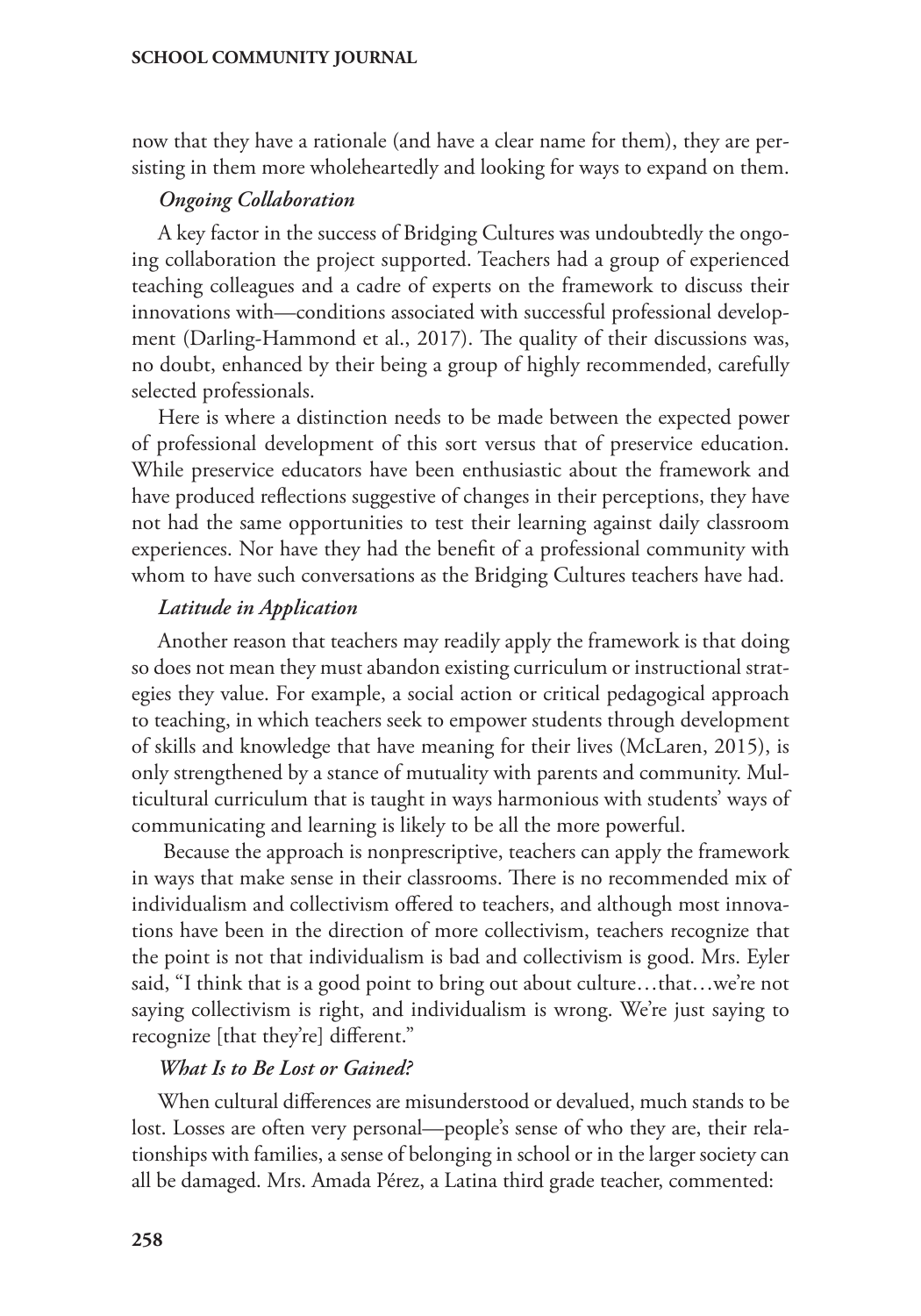now that they have a rationale (and have a clear name for them), they are persisting in them more wholeheartedly and looking for ways to expand on them.

### *Ongoing Collaboration*

A key factor in the success of Bridging Cultures was undoubtedly the ongoing collaboration the project supported. Teachers had a group of experienced teaching colleagues and a cadre of experts on the framework to discuss their innovations with—conditions associated with successful professional development (Darling-Hammond et al., 2017). The quality of their discussions was, no doubt, enhanced by their being a group of highly recommended, carefully selected professionals.

Here is where a distinction needs to be made between the expected power of professional development of this sort versus that of preservice education. While preservice educators have been enthusiastic about the framework and have produced reflections suggestive of changes in their perceptions, they have not had the same opportunities to test their learning against daily classroom experiences. Nor have they had the benefit of a professional community with whom to have such conversations as the Bridging Cultures teachers have had.

### *Latitude in Application*

Another reason that teachers may readily apply the framework is that doing so does not mean they must abandon existing curriculum or instructional strategies they value. For example, a social action or critical pedagogical approach to teaching, in which teachers seek to empower students through development of skills and knowledge that have meaning for their lives (McLaren, 2015), is only strengthened by a stance of mutuality with parents and community. Multicultural curriculum that is taught in ways harmonious with students' ways of communicating and learning is likely to be all the more powerful.

Because the approach is nonprescriptive, teachers can apply the framework in ways that make sense in their classrooms. There is no recommended mix of individualism and collectivism offered to teachers, and although most innovations have been in the direction of more collectivism, teachers recognize that the point is not that individualism is bad and collectivism is good. Mrs. Eyler said, "I think that is a good point to bring out about culture…that…we're not saying collectivism is right, and individualism is wrong. We're just saying to recognize [that they're] different."

### *What Is to Be Lost or Gained?*

When cultural differences are misunderstood or devalued, much stands to be lost. Losses are often very personal—people's sense of who they are, their relationships with families, a sense of belonging in school or in the larger society can all be damaged. Mrs. Amada Pérez, a Latina third grade teacher, commented: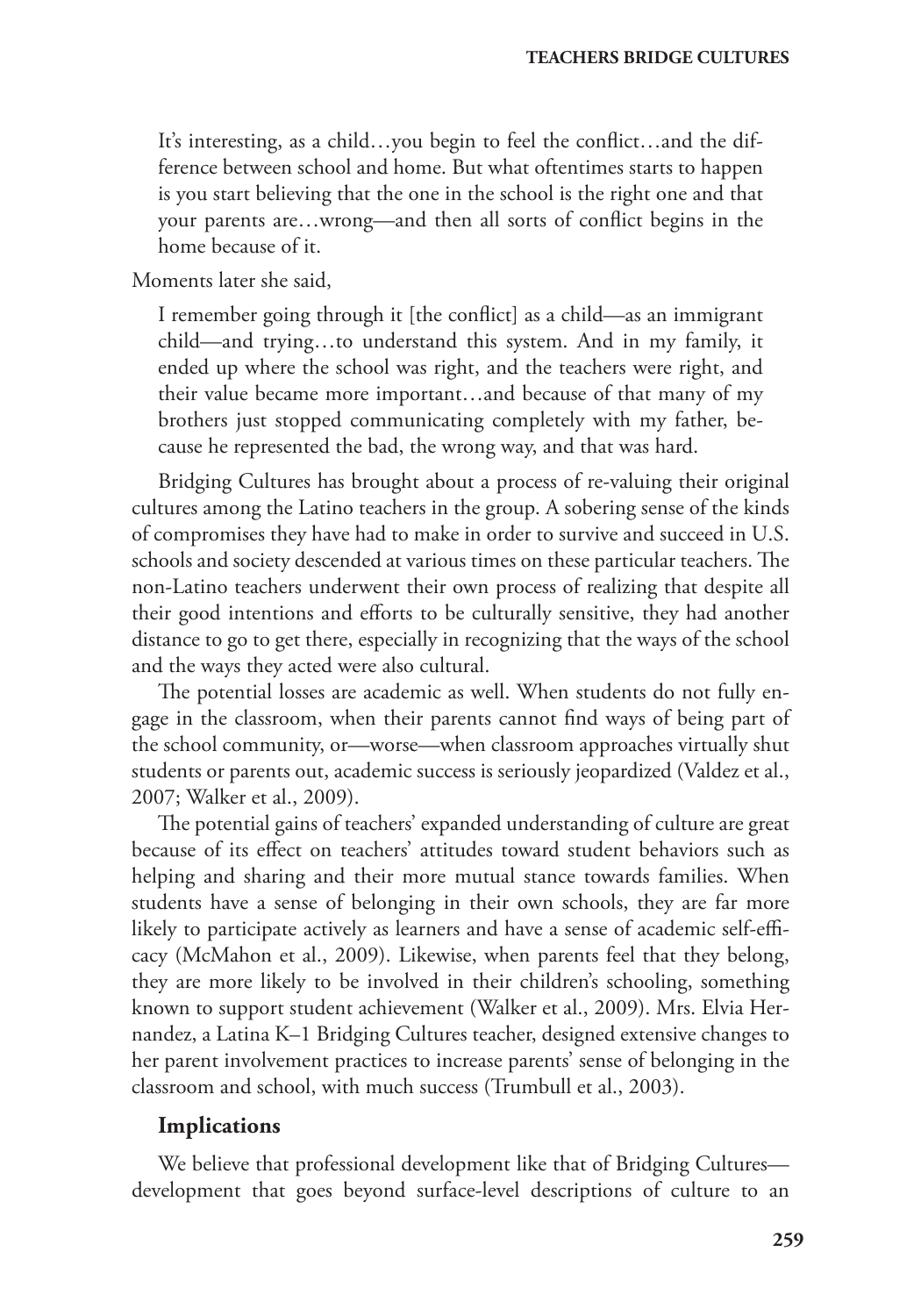> It's interesting, as a child…you begin to feel the conflict…and the difference between school and home. But what oftentimes starts to happen is you start believing that the one in the school is the right one and that your parents are…wrong—and then all sorts of conflict begins in the home because of it.

Moments later she said,

> I remember going through it [the conflict] as a child—as an immigrant child—and trying…to understand this system. And in my family, it ended up where the school was right, and the teachers were right, and their value became more important…and because of that many of my brothers just stopped communicating completely with my father, because he represented the bad, the wrong way, and that was hard.

Bridging Cultures has brought about a process of re-valuing their original cultures among the Latino teachers in the group. A sobering sense of the kinds of compromises they have had to make in order to survive and succeed in U.S. schools and society descended at various times on these particular teachers. The non-Latino teachers underwent their own process of realizing that despite all their good intentions and efforts to be culturally sensitive, they had another distance to go to get there, especially in recognizing that the ways of the school and the ways they acted were also cultural.

The potential losses are academic as well. When students do not fully engage in the classroom, when their parents cannot find ways of being part of the school community, or—worse—when classroom approaches virtually shut students or parents out, academic success is seriously jeopardized (Valdez et al., 2007; Walker et al., 2009).

The potential gains of teachers' expanded understanding of culture are great because of its effect on teachers' attitudes toward student behaviors such as helping and sharing and their more mutual stance towards families. When students have a sense of belonging in their own schools, they are far more likely to participate actively as learners and have a sense of academic self-efficacy (McMahon et al., 2009). Likewise, when parents feel that they belong, they are more likely to be involved in their children's schooling, something known to support student achievement (Walker et al., 2009). Mrs. Elvia Hernandez, a Latina K–1 Bridging Cultures teacher, designed extensive changes to her parent involvement practices to increase parents' sense of belonging in the classroom and school, with much success (Trumbull et al., 2003).

## Implications

We believe that professional development like that of Bridging Cultures—development that goes beyond surface-level descriptions of culture to an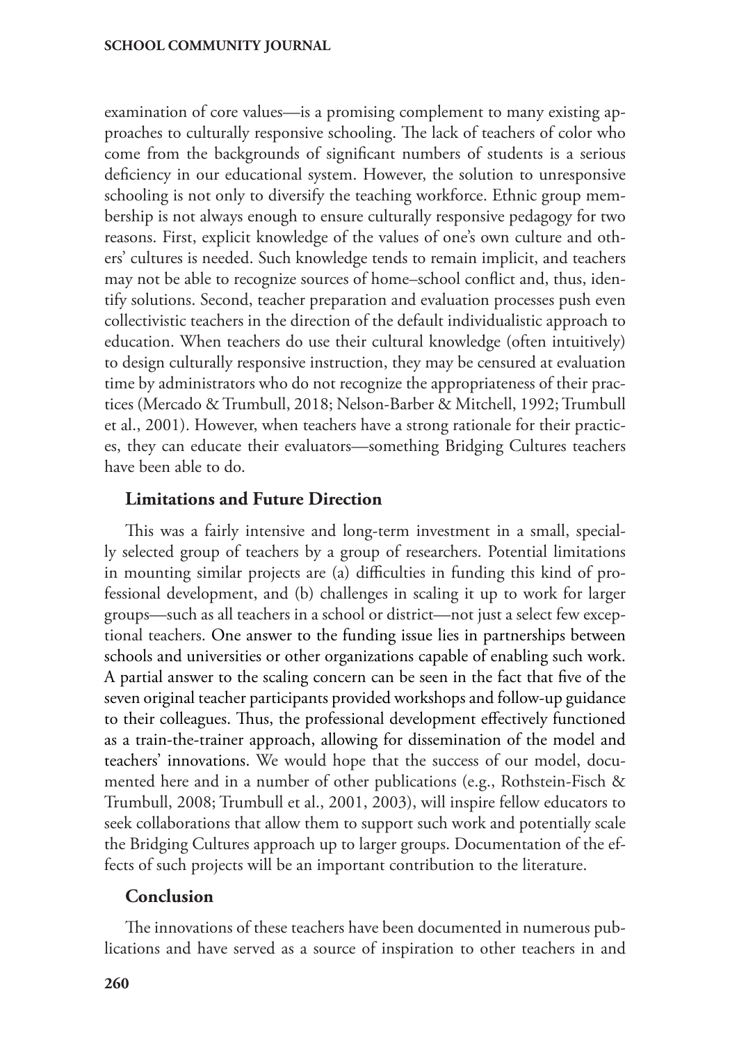examination of core values—is a promising complement to many existing approaches to culturally responsive schooling. The lack of teachers of color who come from the backgrounds of significant numbers of students is a serious deficiency in our educational system. However, the solution to unresponsive schooling is not only to diversify the teaching workforce. Ethnic group membership is not always enough to ensure culturally responsive pedagogy for two reasons. First, explicit knowledge of the values of one's own culture and others' cultures is needed. Such knowledge tends to remain implicit, and teachers may not be able to recognize sources of home–school conflict and, thus, identify solutions. Second, teacher preparation and evaluation processes push even collectivistic teachers in the direction of the default individualistic approach to education. When teachers do use their cultural knowledge (often intuitively) to design culturally responsive instruction, they may be censured at evaluation time by administrators who do not recognize the appropriateness of their practices (Mercado & Trumbull, 2018; Nelson-Barber & Mitchell, 1992; Trumbull et al., 2001). However, when teachers have a strong rationale for their practices, they can educate their evaluators—something Bridging Cultures teachers have been able to do.

### Limitations and Future Direction

This was a fairly intensive and long-term investment in a small, specially selected group of teachers by a group of researchers. Potential limitations in mounting similar projects are (a) difficulties in funding this kind of professional development, and (b) challenges in scaling it up to work for larger groups—such as all teachers in a school or district—not just a select few exceptional teachers. One answer to the funding issue lies in partnerships between schools and universities or other organizations capable of enabling such work. A partial answer to the scaling concern can be seen in the fact that five of the seven original teacher participants provided workshops and follow-up guidance to their colleagues. Thus, the professional development effectively functioned as a train-the-trainer approach, allowing for dissemination of the model and teachers' innovations. We would hope that the success of our model, documented here and in a number of other publications (e.g., Rothstein-Fisch & Trumbull, 2008; Trumbull et al., 2001, 2003), will inspire fellow educators to seek collaborations that allow them to support such work and potentially scale the Bridging Cultures approach up to larger groups. Documentation of the effects of such projects will be an important contribution to the literature.

### Conclusion

The innovations of these teachers have been documented in numerous publications and have served as a source of inspiration to other teachers in and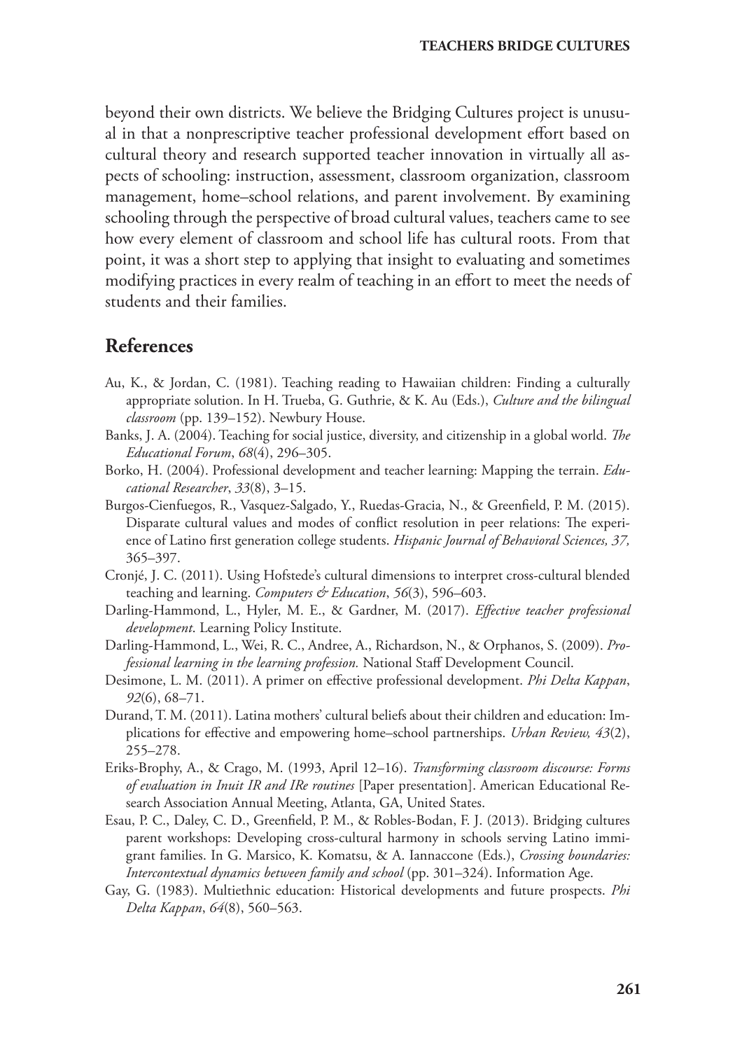beyond their own districts. We believe the Bridging Cultures project is unusual in that a nonprescriptive teacher professional development effort based on cultural theory and research supported teacher innovation in virtually all aspects of schooling: instruction, assessment, classroom organization, classroom management, home–school relations, and parent involvement. By examining schooling through the perspective of broad cultural values, teachers came to see how every element of classroom and school life has cultural roots. From that point, it was a short step to applying that insight to evaluating and sometimes modifying practices in every realm of teaching in an effort to meet the needs of students and their families.

## References

Au, K., & Jordan, C. (1981). Teaching reading to Hawaiian children: Finding a culturally appropriate solution. In H. Trueba, G. Guthrie, & K. Au (Eds.), *Culture and the bilingual classroom* (pp. 139–152). Newbury House.

Banks, J. A. (2004). Teaching for social justice, diversity, and citizenship in a global world. *The Educational Forum*, *68*(4), 296–305.

Borko, H. (2004). Professional development and teacher learning: Mapping the terrain. *Educational Researcher*, *33*(8), 3–15.

Burgos-Cienfuegos, R., Vasquez-Salgado, Y., Ruedas-Gracia, N., & Greenfield, P. M. (2015). Disparate cultural values and modes of conflict resolution in peer relations: The experience of Latino first generation college students. *Hispanic Journal of Behavioral Sciences, 37,* 365–397.

Cronjé, J. C. (2011). Using Hofstede's cultural dimensions to interpret cross-cultural blended teaching and learning. *Computers & Education*, *56*(3), 596–603.

Darling-Hammond, L., Hyler, M. E., & Gardner, M. (2017). *Effective teacher professional development*. Learning Policy Institute.

Darling-Hammond, L., Wei, R. C., Andree, A., Richardson, N., & Orphanos, S. (2009). *Professional learning in the learning profession.* National Staff Development Council.

Desimone, L. M. (2011). A primer on effective professional development. *Phi Delta Kappan*, *92*(6), 68–71.

Durand, T. M. (2011). Latina mothers' cultural beliefs about their children and education: Implications for effective and empowering home–school partnerships. *Urban Review, 43*(2), 255–278.

Eriks-Brophy, A., & Crago, M. (1993, April 12–16). *Transforming classroom discourse: Forms of evaluation in Inuit IR and IRe routines* [Paper presentation]. American Educational Research Association Annual Meeting, Atlanta, GA, United States.

Esau, P. C., Daley, C. D., Greenfield, P. M., & Robles-Bodan, F. J. (2013). Bridging cultures parent workshops: Developing cross-cultural harmony in schools serving Latino immigrant families. In G. Marsico, K. Komatsu, & A. Iannaccone (Eds.), *Crossing boundaries: Intercontextual dynamics between family and school* (pp. 301–324). Information Age.

Gay, G. (1983). Multiethnic education: Historical developments and future prospects. *Phi Delta Kappan*, *64*(8), 560–563.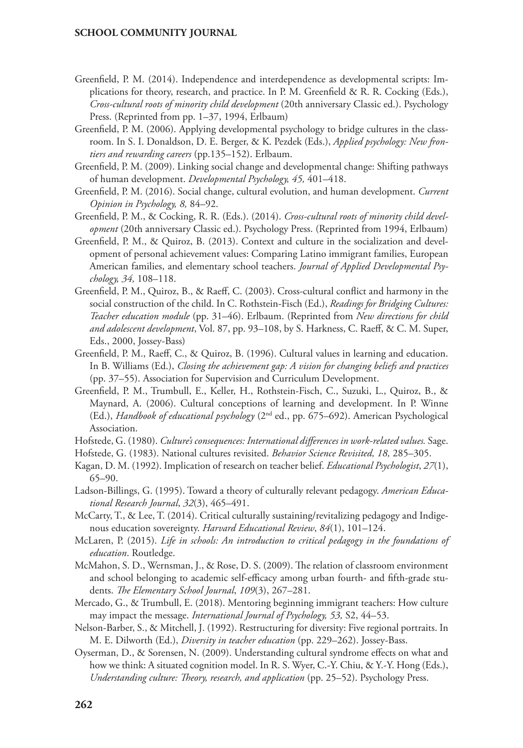Greenfield, P. M. (2014). Independence and interdependence as developmental scripts: Implications for theory, research, and practice. In P. M. Greenfield & R. R. Cocking (Eds.), *Cross-cultural roots of minority child development* (20th anniversary Classic ed.). Psychology Press. (Reprinted from pp. 1–37, 1994, Erlbaum)

Greenfield, P. M. (2006). Applying developmental psychology to bridge cultures in the classroom. In S. I. Donaldson, D. E. Berger, & K. Pezdek (Eds.), *Applied psychology: New frontiers and rewarding careers* (pp.135–152). Erlbaum.

Greenfield, P. M. (2009). Linking social change and developmental change: Shifting pathways of human development. *Developmental Psychology, 45,* 401–418.

Greenfield, P. M. (2016). Social change, cultural evolution, and human development. *Current Opinion in Psychology, 8,* 84–92.

Greenfield, P. M., & Cocking, R. R. (Eds.). (2014). *Cross-cultural roots of minority child development* (20th anniversary Classic ed.). Psychology Press. (Reprinted from 1994, Erlbaum)

Greenfield, P. M., & Quiroz, B. (2013). Context and culture in the socialization and development of personal achievement values: Comparing Latino immigrant families, European American families, and elementary school teachers. *Journal of Applied Developmental Psychology, 34,* 108–118.

Greenfield, P. M., Quiroz, B., & Raeff, C. (2003). Cross-cultural conflict and harmony in the social construction of the child. In C. Rothstein-Fisch (Ed.), *Readings for Bridging Cultures: Teacher education module* (pp. 31–46). Erlbaum. (Reprinted from *New directions for child and adolescent development*, Vol. 87, pp. 93–108, by S. Harkness, C. Raeff, & C. M. Super, Eds., 2000, Jossey-Bass)

Greenfield, P. M., Raeff, C., & Quiroz, B. (1996). Cultural values in learning and education. In B. Williams (Ed.), *Closing the achievement gap: A vision for changing beliefs and practices* (pp. 37–55). Association for Supervision and Curriculum Development.

Greenfield, P. M., Trumbull, E., Keller, H., Rothstein-Fisch, C., Suzuki, L., Quiroz, B., & Maynard, A. (2006). Cultural conceptions of learning and development. In P. Winne (Ed.), *Handbook of educational psychology* (2nd ed., pp. 675–692). American Psychological Association.

Hofstede, G. (1980). *Culture's consequences: International differences in work-related values.* Sage.

Hofstede, G. (1983). National cultures revisited. *Behavior Science Revisited, 18,* 285–305.

Kagan, D. M. (1992). Implication of research on teacher belief. *Educational Psychologist*, *27*(1), 65–90.

Ladson-Billings, G. (1995). Toward a theory of culturally relevant pedagogy. *American Educational Research Journal*, *32*(3), 465–491.

McCarty, T., & Lee, T. (2014). Critical culturally sustaining/revitalizing pedagogy and Indigenous education sovereignty. *Harvard Educational Review*, *84*(1), 101–124.

McLaren, P. (2015). *Life in schools: An introduction to critical pedagogy in the foundations of education*. Routledge.

McMahon, S. D., Wernsman, J., & Rose, D. S. (2009). The relation of classroom environment and school belonging to academic self-efficacy among urban fourth- and fifth-grade students. *The Elementary School Journal*, *109*(3), 267–281.

Mercado, G., & Trumbull, E. (2018). Mentoring beginning immigrant teachers: How culture may impact the message. *International Journal of Psychology, 53,* S2, 44–53.

Nelson-Barber, S., & Mitchell, J. (1992). Restructuring for diversity: Five regional portraits. In M. E. Dilworth (Ed.), *Diversity in teacher education* (pp. 229–262). Jossey-Bass.

Oyserman, D., & Sorensen, N. (2009). Understanding cultural syndrome effects on what and how we think: A situated cognition model. In R. S. Wyer, C.-Y. Chiu, & Y.-Y. Hong (Eds.), *Understanding culture: Theory, research, and application* (pp. 25–52). Psychology Press.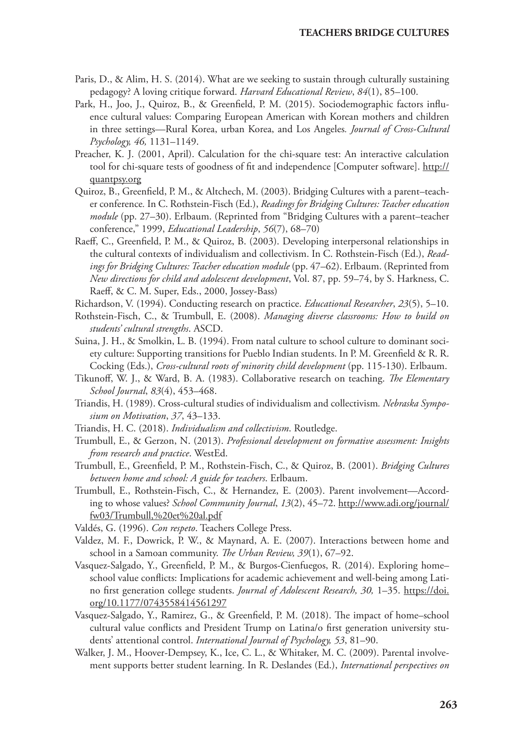Paris, D., & Alim, H. S. (2014). What are we seeking to sustain through culturally sustaining pedagogy? A loving critique forward. *Harvard Educational Review*, *84*(1), 85–100.

Park, H., Joo, J., Quiroz, B., & Greenfield, P. M. (2015). Sociodemographic factors influence cultural values: Comparing European American with Korean mothers and children in three settings—Rural Korea, urban Korea, and Los Angeles. *Journal of Cross-Cultural Psychology, 46,* 1131–1149.

Preacher, K. J. (2001, April). Calculation for the chi-square test: An interactive calculation tool for chi-square tests of goodness of fit and independence [Computer software]. http://quantpsy.org

Quiroz, B., Greenfield, P. M., & Altchech, M. (2003). Bridging Cultures with a parent–teacher conference. In C. Rothstein-Fisch (Ed.), *Readings for Bridging Cultures: Teacher education module* (pp. 27–30). Erlbaum. (Reprinted from "Bridging Cultures with a parent–teacher conference," 1999, *Educational Leadership*, *56*(7), 68–70)

Raeff, C., Greenfield, P. M., & Quiroz, B. (2003). Developing interpersonal relationships in the cultural contexts of individualism and collectivism. In C. Rothstein-Fisch (Ed.), *Readings for Bridging Cultures: Teacher education module* (pp. 47–62). Erlbaum. (Reprinted from *New directions for child and adolescent development*, Vol. 87, pp. 59–74, by S. Harkness, C. Raeff, & C. M. Super, Eds., 2000, Jossey-Bass)

Richardson, V. (1994). Conducting research on practice. *Educational Researcher*, *23*(5), 5–10.

Rothstein-Fisch, C., & Trumbull, E. (2008). *Managing diverse classrooms: How to build on students' cultural strengths*. ASCD.

Suina, J. H., & Smolkin, L. B. (1994). From natal culture to school culture to dominant society culture: Supporting transitions for Pueblo Indian students. In P. M. Greenfield & R. R. Cocking (Eds.), *Cross-cultural roots of minority child development* (pp. 115-130). Erlbaum.

Tikunoff, W. J., & Ward, B. A. (1983). Collaborative research on teaching. *The Elementary School Journal*, *83*(4), 453–468.

Triandis, H. (1989). Cross-cultural studies of individualism and collectivism. *Nebraska Symposium on Motivation*, *37*, 43–133.

Triandis, H. C. (2018). *Individualism and collectivism*. Routledge.

Trumbull, E., & Gerzon, N. (2013). *Professional development on formative assessment: Insights from research and practice*. WestEd.

Trumbull, E., Greenfield, P. M., Rothstein-Fisch, C., & Quiroz, B. (2001). *Bridging Cultures between home and school: A guide for teachers*. Erlbaum.

Trumbull, E., Rothstein-Fisch, C., & Hernandez, E. (2003). Parent involvement—According to whose values? *School Community Journal*, *13*(2), 45–72. http://www.adi.org/journal/fw03/Trumbull,%20et%20al.pdf

Valdés, G. (1996). *Con respeto*. Teachers College Press.

Valdez, M. F., Dowrick, P. W., & Maynard, A. E. (2007). Interactions between home and school in a Samoan community. *The Urban Review, 39*(1), 67–92.

Vasquez-Salgado, Y., Greenfield, P. M., & Burgos-Cienfuegos, R. (2014). Exploring home–school value conflicts: Implications for academic achievement and well-being among Latino first generation college students. *Journal of Adolescent Research, 30,* 1–35. https://doi.org/10.1177/0743558414561297

Vasquez-Salgado, Y., Ramirez, G., & Greenfield, P. M. (2018). The impact of home–school cultural value conflicts and President Trump on Latina/o first generation university students' attentional control. *International Journal of Psychology, 53*, 81–90.

Walker, J. M., Hoover-Dempsey, K., Ice, C. L., & Whitaker, M. C. (2009). Parental involvement supports better student learning. In R. Deslandes (Ed.), *International perspectives on*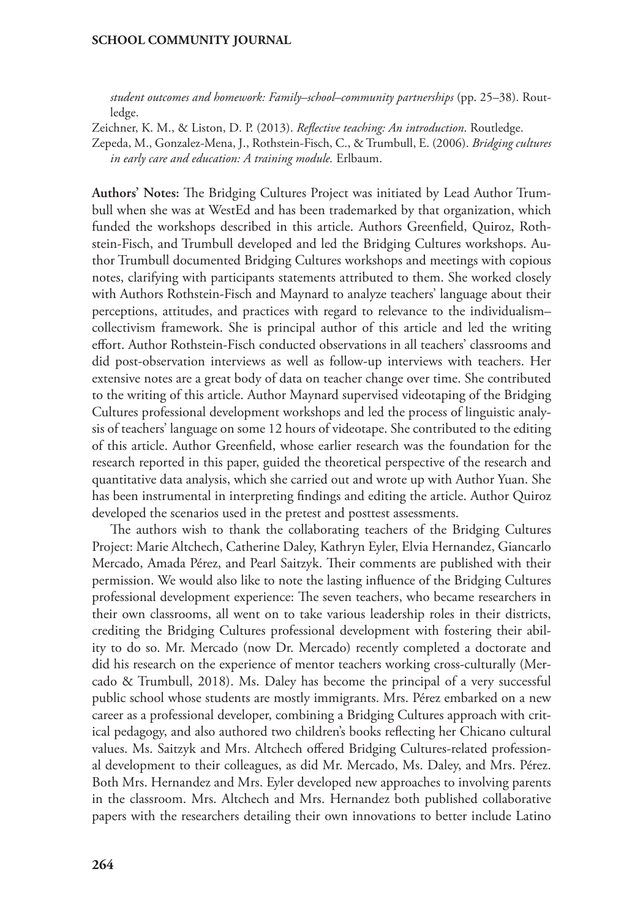*student outcomes and homework: Family–school–community partnerships* (pp. 25–38). Routledge.

Zeichner, K. M., & Liston, D. P. (2013). *Reflective teaching: An introduction*. Routledge.

Zepeda, M., Gonzalez-Mena, J., Rothstein-Fisch, C., & Trumbull, E. (2006). *Bridging cultures in early care and education: A training module.* Erlbaum.

**Authors' Notes:** The Bridging Cultures Project was initiated by Lead Author Trumbull when she was at WestEd and has been trademarked by that organization, which funded the workshops described in this article. Authors Greenfield, Quiroz, Rothstein-Fisch, and Trumbull developed and led the Bridging Cultures workshops. Author Trumbull documented Bridging Cultures workshops and meetings with copious notes, clarifying with participants statements attributed to them. She worked closely with Authors Rothstein-Fisch and Maynard to analyze teachers' language about their perceptions, attitudes, and practices with regard to relevance to the individualism–collectivism framework. She is principal author of this article and led the writing effort. Author Rothstein-Fisch conducted observations in all teachers' classrooms and did post-observation interviews as well as follow-up interviews with teachers. Her extensive notes are a great body of data on teacher change over time. She contributed to the writing of this article. Author Maynard supervised videotaping of the Bridging Cultures professional development workshops and led the process of linguistic analysis of teachers' language on some 12 hours of videotape. She contributed to the editing of this article. Author Greenfield, whose earlier research was the foundation for the research reported in this paper, guided the theoretical perspective of the research and quantitative data analysis, which she carried out and wrote up with Author Yuan. She has been instrumental in interpreting findings and editing the article. Author Quiroz developed the scenarios used in the pretest and posttest assessments.

The authors wish to thank the collaborating teachers of the Bridging Cultures Project: Marie Altchech, Catherine Daley, Kathryn Eyler, Elvia Hernandez, Giancarlo Mercado, Amada Pérez, and Pearl Saitzyk. Their comments are published with their permission. We would also like to note the lasting influence of the Bridging Cultures professional development experience: The seven teachers, who became researchers in their own classrooms, all went on to take various leadership roles in their districts, crediting the Bridging Cultures professional development with fostering their ability to do so. Mr. Mercado (now Dr. Mercado) recently completed a doctorate and did his research on the experience of mentor teachers working cross-culturally (Mercado & Trumbull, 2018). Ms. Daley has become the principal of a very successful public school whose students are mostly immigrants. Mrs. Pérez embarked on a new career as a professional developer, combining a Bridging Cultures approach with critical pedagogy, and also authored two children's books reflecting her Chicano cultural values. Ms. Saitzyk and Mrs. Altchech offered Bridging Cultures-related professional development to their colleagues, as did Mr. Mercado, Ms. Daley, and Mrs. Pérez. Both Mrs. Hernandez and Mrs. Eyler developed new approaches to involving parents in the classroom. Mrs. Altchech and Mrs. Hernandez both published collaborative papers with the researchers detailing their own innovations to better include Latino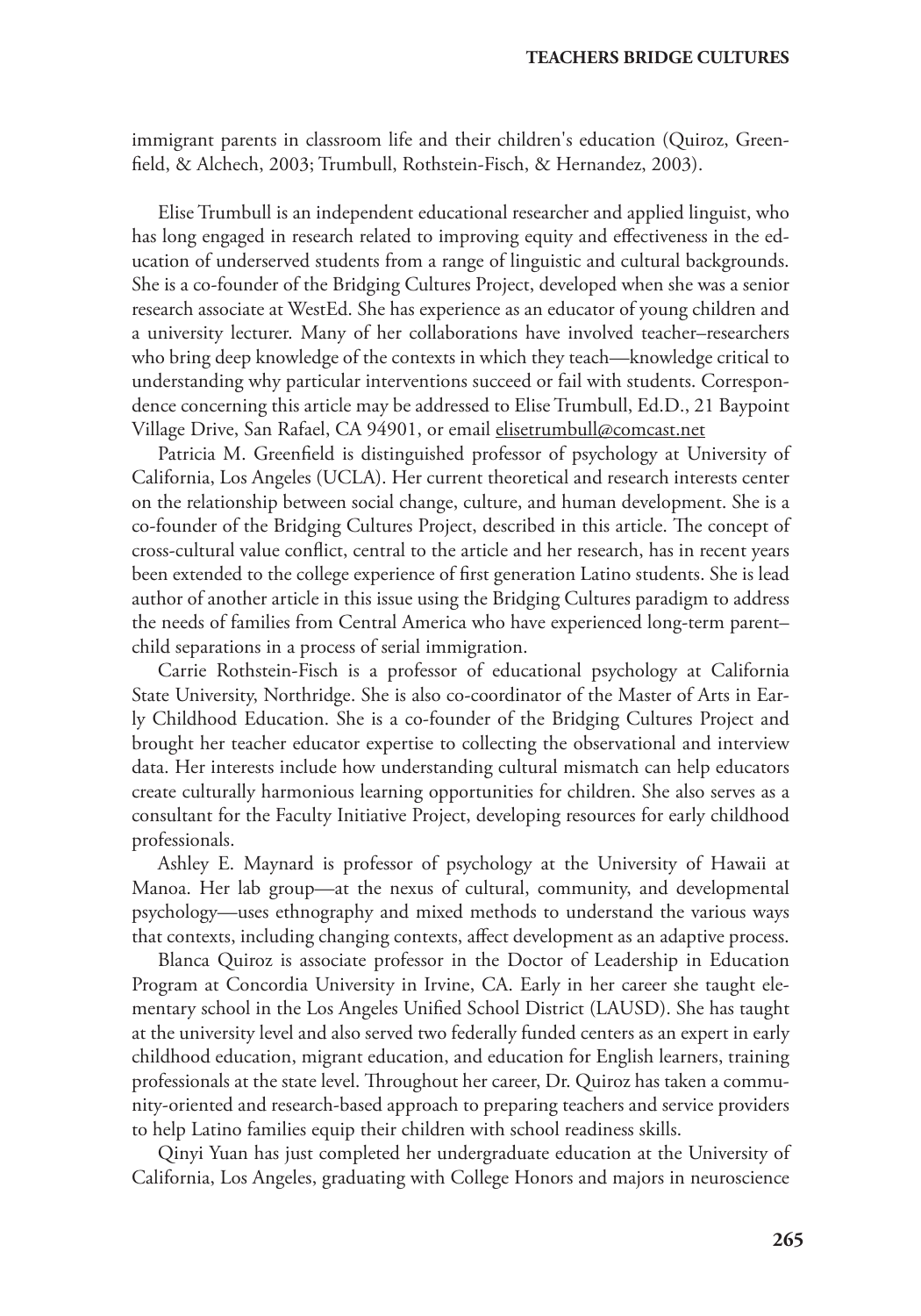immigrant parents in classroom life and their children's education (Quiroz, Greenfield, & Alchech, 2003; Trumbull, Rothstein-Fisch, & Hernandez, 2003).

Elise Trumbull is an independent educational researcher and applied linguist, who has long engaged in research related to improving equity and effectiveness in the education of underserved students from a range of linguistic and cultural backgrounds. She is a co-founder of the Bridging Cultures Project, developed when she was a senior research associate at WestEd. She has experience as an educator of young children and a university lecturer. Many of her collaborations have involved teacher–researchers who bring deep knowledge of the contexts in which they teach—knowledge critical to understanding why particular interventions succeed or fail with students. Correspondence concerning this article may be addressed to Elise Trumbull, Ed.D., 21 Baypoint Village Drive, San Rafael, CA 94901, or email elisetrumbull@comcast.net

Patricia M. Greenfield is distinguished professor of psychology at University of California, Los Angeles (UCLA). Her current theoretical and research interests center on the relationship between social change, culture, and human development. She is a co-founder of the Bridging Cultures Project, described in this article. The concept of cross-cultural value conflict, central to the article and her research, has in recent years been extended to the college experience of first generation Latino students. She is lead author of another article in this issue using the Bridging Cultures paradigm to address the needs of families from Central America who have experienced long-term parent–child separations in a process of serial immigration.

Carrie Rothstein-Fisch is a professor of educational psychology at California State University, Northridge. She is also co-coordinator of the Master of Arts in Early Childhood Education. She is a co-founder of the Bridging Cultures Project and brought her teacher educator expertise to collecting the observational and interview data. Her interests include how understanding cultural mismatch can help educators create culturally harmonious learning opportunities for children. She also serves as a consultant for the Faculty Initiative Project, developing resources for early childhood professionals.

Ashley E. Maynard is professor of psychology at the University of Hawaii at Manoa. Her lab group—at the nexus of cultural, community, and developmental psychology—uses ethnography and mixed methods to understand the various ways that contexts, including changing contexts, affect development as an adaptive process.

Blanca Quiroz is associate professor in the Doctor of Leadership in Education Program at Concordia University in Irvine, CA. Early in her career she taught elementary school in the Los Angeles Unified School District (LAUSD). She has taught at the university level and also served two federally funded centers as an expert in early childhood education, migrant education, and education for English learners, training professionals at the state level. Throughout her career, Dr. Quiroz has taken a community-oriented and research-based approach to preparing teachers and service providers to help Latino families equip their children with school readiness skills.

Qinyi Yuan has just completed her undergraduate education at the University of California, Los Angeles, graduating with College Honors and majors in neuroscience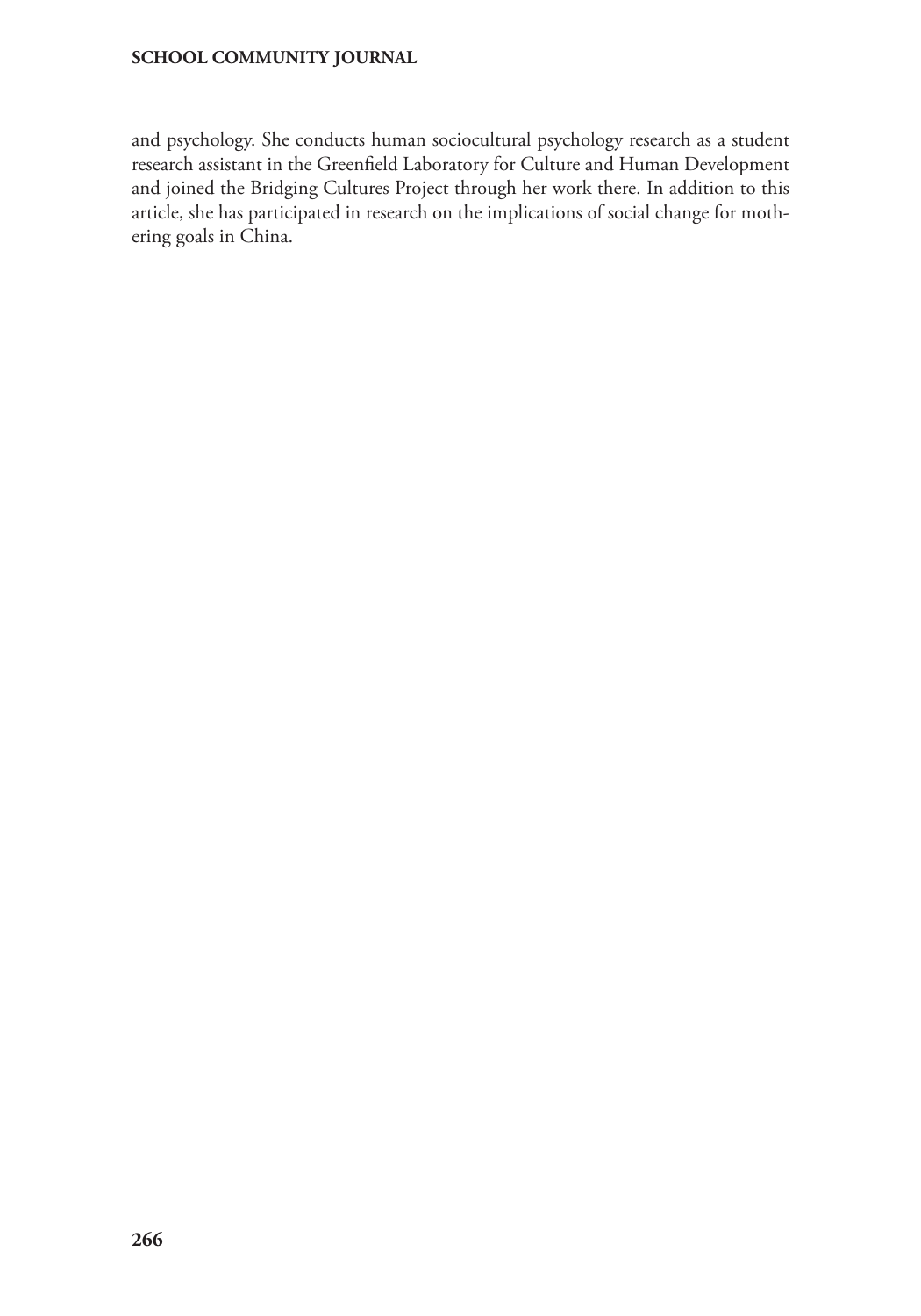and psychology. She conducts human sociocultural psychology research as a student research assistant in the Greenfield Laboratory for Culture and Human Development and joined the Bridging Cultures Project through her work there. In addition to this article, she has participated in research on the implications of social change for mothering goals in China.